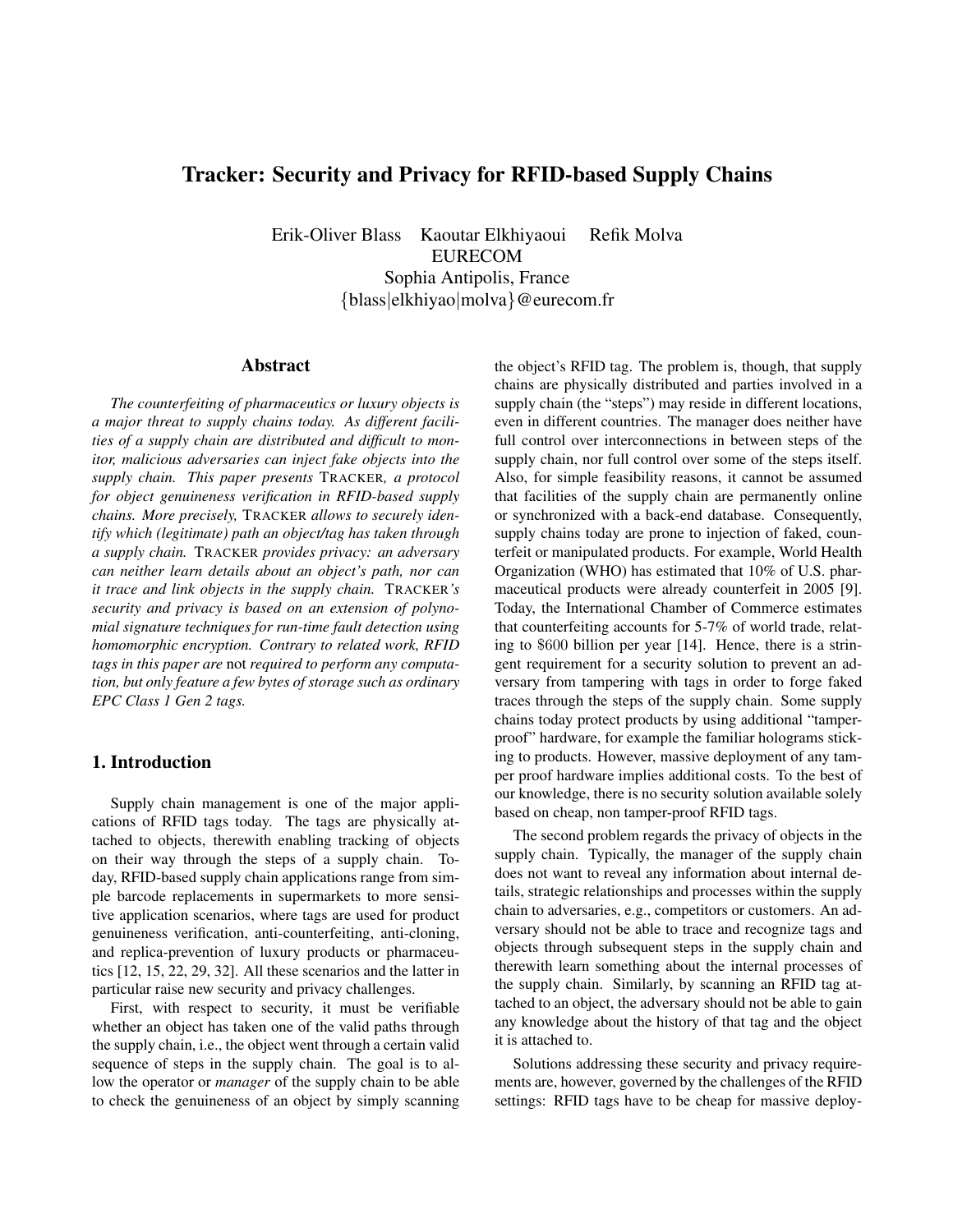# Tracker: Security and Privacy for RFID-based Supply Chains

Erik-Oliver Blass    Kaoutar Elkhiyaoui    Refik Molva
EURECOM
Sophia Antipolis, France
{blass|elkhiyao|molva}@eurecom.fr

## Abstract

*The counterfeiting of pharmaceutics or luxury objects is a major threat to supply chains today. As different facilities of a supply chain are distributed and difficult to monitor, malicious adversaries can inject fake objects into the supply chain. This paper presents* TRACKER, *a protocol for object genuineness verification in RFID-based supply chains. More precisely,* TRACKER *allows to securely identify which (legitimate) path an object/tag has taken through a supply chain.* TRACKER *provides privacy: an adversary can neither learn details about an object's path, nor can it trace and link objects in the supply chain.* TRACKER*'s security and privacy is based on an extension of polynomial signature techniques for run-time fault detection using homomorphic encryption. Contrary to related work, RFID tags in this paper are* not *required to perform any computation, but only feature a few bytes of storage such as ordinary EPC Class 1 Gen 2 tags.*

## 1. Introduction

Supply chain management is one of the major applications of RFID tags today. The tags are physically attached to objects, therewith enabling tracking of objects on their way through the steps of a supply chain. Today, RFID-based supply chain applications range from simple barcode replacements in supermarkets to more sensitive application scenarios, where tags are used for product genuineness verification, anti-counterfeiting, anti-cloning, and replica-prevention of luxury products or pharmaceutics [12, 15, 22, 29, 32]. All these scenarios and the latter in particular raise new security and privacy challenges.

First, with respect to security, it must be verifiable whether an object has taken one of the valid paths through the supply chain, i.e., the object went through a certain valid sequence of steps in the supply chain. The goal is to allow the operator or *manager* of the supply chain to be able to check the genuineness of an object by simply scanning the object's RFID tag. The problem is, though, that supply chains are physically distributed and parties involved in a supply chain (the "steps") may reside in different locations, even in different countries. The manager does neither have full control over interconnections in between steps of the supply chain, nor full control over some of the steps itself. Also, for simple feasibility reasons, it cannot be assumed that facilities of the supply chain are permanently online or synchronized with a back-end database. Consequently, supply chains today are prone to injection of faked, counterfeit or manipulated products. For example, World Health Organization (WHO) has estimated that 10% of U.S. pharmaceutical products were already counterfeit in 2005 [9]. Today, the International Chamber of Commerce estimates that counterfeiting accounts for 5-7% of world trade, relating to \$600 billion per year [14]. Hence, there is a stringent requirement for a security solution to prevent an adversary from tampering with tags in order to forge faked traces through the steps of the supply chain. Some supply chains today protect products by using additional "tamper-proof" hardware, for example the familiar holograms sticking to products. However, massive deployment of any tamper proof hardware implies additional costs. To the best of our knowledge, there is no security solution available solely based on cheap, non tamper-proof RFID tags.

The second problem regards the privacy of objects in the supply chain. Typically, the manager of the supply chain does not want to reveal any information about internal details, strategic relationships and processes within the supply chain to adversaries, e.g., competitors or customers. An adversary should not be able to trace and recognize tags and objects through subsequent steps in the supply chain and therewith learn something about the internal processes of the supply chain. Similarly, by scanning an RFID tag attached to an object, the adversary should not be able to gain any knowledge about the history of that tag and the object it is attached to.

Solutions addressing these security and privacy requirements are, however, governed by the challenges of the RFID settings: RFID tags have to be cheap for massive deploy-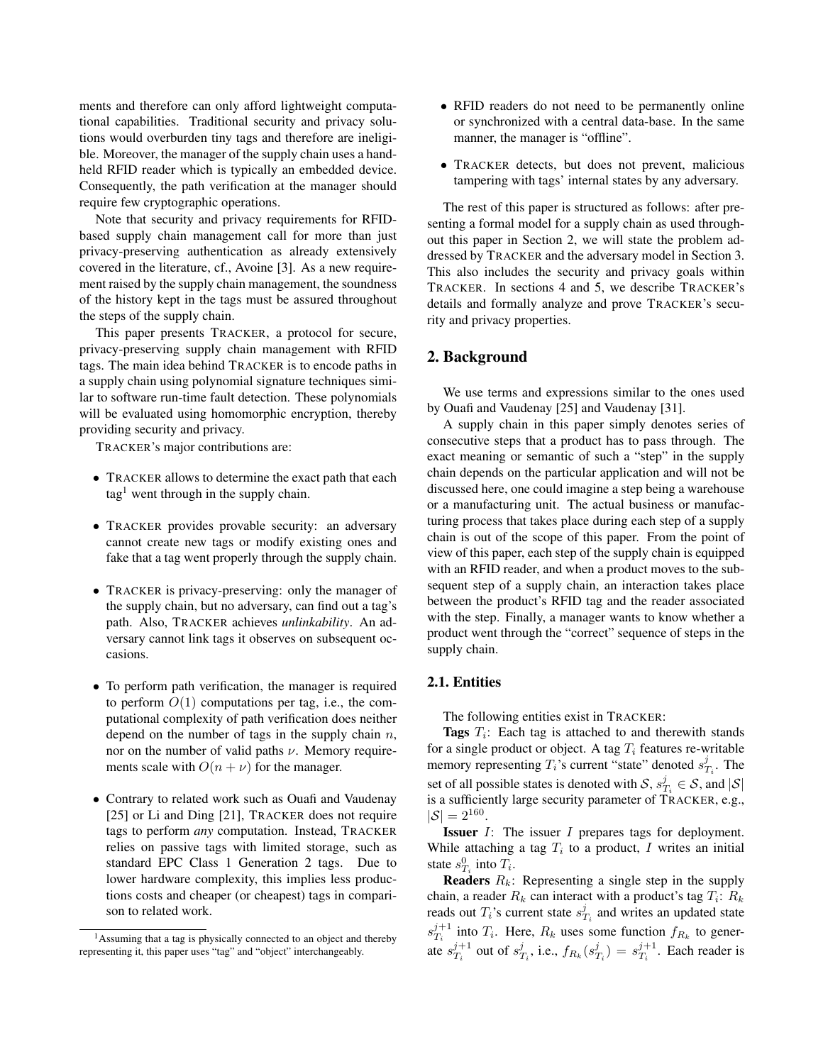ments and therefore can only afford lightweight computational capabilities. Traditional security and privacy solutions would overburden tiny tags and therefore are ineligible. Moreover, the manager of the supply chain uses a handheld RFID reader which is typically an embedded device. Consequently, the path verification at the manager should require few cryptographic operations.

Note that security and privacy requirements for RFID-based supply chain management call for more than just privacy-preserving authentication as already extensively covered in the literature, cf., Avoine [3]. As a new requirement raised by the supply chain management, the soundness of the history kept in the tags must be assured throughout the steps of the supply chain.

This paper presents TRACKER, a protocol for secure, privacy-preserving supply chain management with RFID tags. The main idea behind TRACKER is to encode paths in a supply chain using polynomial signature techniques similar to software run-time fault detection. These polynomials will be evaluated using homomorphic encryption, thereby providing security and privacy.

TRACKER's major contributions are:

- TRACKER allows to determine the exact path that each tag[1] went through in the supply chain.
- TRACKER provides provable security: an adversary cannot create new tags or modify existing ones and fake that a tag went properly through the supply chain.
- TRACKER is privacy-preserving: only the manager of the supply chain, but no adversary, can find out a tag's path. Also, TRACKER achieves *unlinkability*. An adversary cannot link tags it observes on subsequent occasions.
- To perform path verification, the manager is required to perform $O(1)$ computations per tag, i.e., the computational complexity of path verification does neither depend on the number of tags in the supply chain $n$, nor on the number of valid paths $\nu$. Memory requirements scale with $O(n + \nu)$ for the manager.
- Contrary to related work such as Ouafi and Vaudenay [25] or Li and Ding [21], TRACKER does not require tags to perform *any* computation. Instead, TRACKER relies on passive tags with limited storage, such as standard EPC Class 1 Generation 2 tags. Due to lower hardware complexity, this implies less productions costs and cheaper (or cheapest) tags in comparison to related work.
- RFID readers do not need to be permanently online or synchronized with a central data-base. In the same manner, the manager is "offline".
- TRACKER detects, but does not prevent, malicious tampering with tags' internal states by any adversary.

The rest of this paper is structured as follows: after presenting a formal model for a supply chain as used throughout this paper in Section 2, we will state the problem addressed by TRACKER and the adversary model in Section 3. This also includes the security and privacy goals within TRACKER. In sections 4 and 5, we describe TRACKER's details and formally analyze and prove TRACKER's security and privacy properties.

## 2. Background

We use terms and expressions similar to the ones used by Ouafi and Vaudenay [25] and Vaudenay [31].

A supply chain in this paper simply denotes series of consecutive steps that a product has to pass through. The exact meaning or semantic of such a "step" in the supply chain depends on the particular application and will not be discussed here, one could imagine a step being a warehouse or a manufacturing unit. The actual business or manufacturing process that takes place during each step of a supply chain is out of the scope of this paper. From the point of view of this paper, each step of the supply chain is equipped with an RFID reader, and when a product moves to the subsequent step of a supply chain, an interaction takes place between the product's RFID tag and the reader associated with the step. Finally, a manager wants to know whether a product went through the "correct" sequence of steps in the supply chain.

### 2.1. Entities

The following entities exist in TRACKER:

**Tags** $T_i$: Each tag is attached to and therewith stands for a single product or object. A tag $T_i$ features re-writable memory representing $T_i$'s current "state" denoted $s^j_{T_i}$. The set of all possible states is denoted with $\mathcal{S}$, $s^j_{T_i} \in \mathcal{S}$, and $|\mathcal{S}|$ is a sufficiently large security parameter of TRACKER, e.g., $|\mathcal{S}| = 2^{160}$.

**Issuer** $I$: The issuer $I$ prepares tags for deployment. While attaching a tag $T_i$ to a product, $I$ writes an initial state $s^0_{T_i}$ into $T_i$.

**Readers** $R_k$: Representing a single step in the supply chain, a reader $R_k$ can interact with a product's tag $T_i$: $R_k$ reads out $T_i$'s current state $s^j_{T_i}$ and writes an updated state $s^{j+1}_{T_i}$ into $T_i$. Here, $R_k$ uses some function $f_{R_k}$ to generate $s^{j+1}_{T_i}$ out of $s^j_{T_i}$, i.e., $f_{R_k}(s^j_{T_i}) = s^{j+1}_{T_i}$. Each reader is

[1] Assuming that a tag is physically connected to an object and thereby representing it, this paper uses "tag" and "object" interchangeably.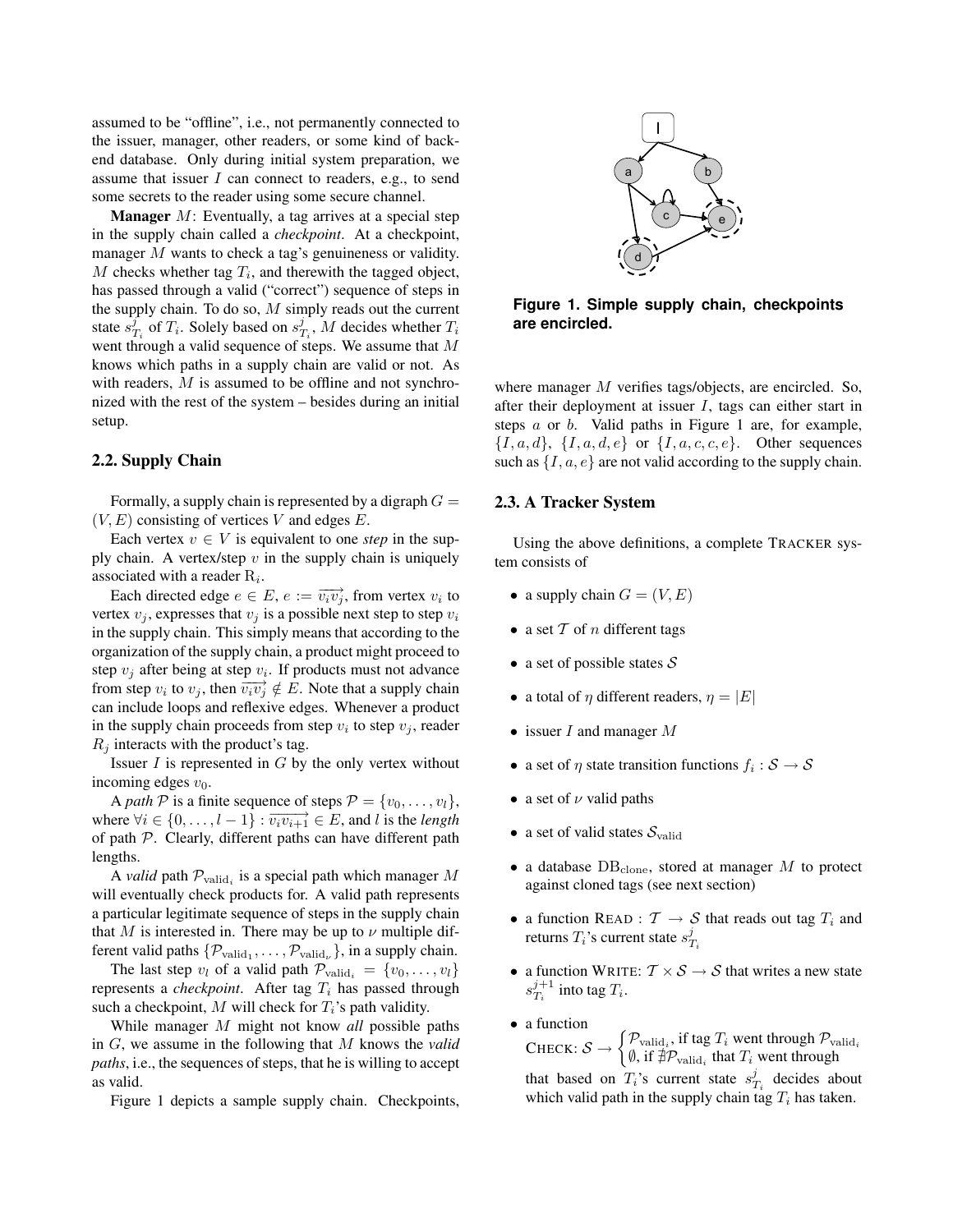assumed to be "offline", i.e., not permanently connected to the issuer, manager, other readers, or some kind of backend database. Only during initial system preparation, we assume that issuer $I$ can connect to readers, e.g., to send some secrets to the reader using some secure channel.

**Manager** $M$: Eventually, a tag arrives at a special step in the supply chain called a *checkpoint*. At a checkpoint, manager $M$ wants to check a tag's genuineness or validity. $M$ checks whether tag $T_i$, and therewith the tagged object, has passed through a valid ("correct") sequence of steps in the supply chain. To do so, $M$ simply reads out the current state $s^j_{T_i}$ of $T_i$. Solely based on $s^j_{T_i}$, $M$ decides whether $T_i$ went through a valid sequence of steps. We assume that $M$ knows which paths in a supply chain are valid or not. As with readers, $M$ is assumed to be offline and not synchronized with the rest of the system – besides during an initial setup.

### 2.2. Supply Chain

Formally, a supply chain is represented by a digraph $G = (V, E)$ consisting of vertices $V$ and edges $E$.

Each vertex $v \in V$ is equivalent to one *step* in the supply chain. A vertex/step $v$ in the supply chain is uniquely associated with a reader $\mathrm{R}_i$.

Each directed edge $e \in E$, $e := \overrightarrow{v_i v_j}$, from vertex $v_i$ to vertex $v_j$, expresses that $v_j$ is a possible next step to step $v_i$ in the supply chain. This simply means that according to the organization of the supply chain, a product might proceed to step $v_j$ after being at step $v_i$. If products must not advance from step $v_i$ to $v_j$, then $\overrightarrow{v_i v_j} \notin E$. Note that a supply chain can include loops and reflexive edges. Whenever a product in the supply chain proceeds from step $v_i$ to step $v_j$, reader $R_j$ interacts with the product's tag.

Issuer $I$ is represented in $G$ by the only vertex without incoming edges $v_0$.

A *path* $\mathcal{P}$ is a finite sequence of steps $\mathcal{P} = \{v_0, \ldots, v_l\}$, where $\forall i \in \{0, \ldots, l-1\} : \overrightarrow{v_i v_{i+1}} \in E$, and $l$ is the *length* of path $\mathcal{P}$. Clearly, different paths can have different path lengths.

A *valid* path $\mathcal{P}_{\mathrm{valid}_i}$ is a special path which manager $M$ will eventually check products for. A valid path represents a particular legitimate sequence of steps in the supply chain that $M$ is interested in. There may be up to $\nu$ multiple different valid paths $\{\mathcal{P}_{\mathrm{valid}_1}, \ldots, \mathcal{P}_{\mathrm{valid}_\nu}\}$, in a supply chain.

The last step $v_l$ of a valid path $\mathcal{P}_{\mathrm{valid}_i} = \{v_0, \ldots, v_l\}$ represents a *checkpoint*. After tag $T_i$ has passed through such a checkpoint, $M$ will check for $T_i$'s path validity.

While manager $M$ might not know *all* possible paths in $G$, we assume in the following that $M$ knows the *valid paths*, i.e., the sequences of steps, that he is willing to accept as valid.

Figure 1 depicts a sample supply chain. Checkpoints, where manager $M$ verifies tags/objects, are encircled. So, after their deployment at issuer $I$, tags can either start in steps $a$ or $b$. Valid paths in Figure 1 are, for example, $\{I, a, d\}$, $\{I, a, d, e\}$ or $\{I, a, c, c, e\}$. Other sequences such as $\{I, a, e\}$ are not valid according to the supply chain.

I
a
b
c
e
d

**Figure 1. Simple supply chain, checkpoints are encircled.**

### 2.3. A Tracker System

Using the above definitions, a complete TRACKER system consists of

- a supply chain $G = (V, E)$
- a set $\mathcal{T}$ of $n$ different tags
- a set of possible states $\mathcal{S}$
- a total of $\eta$ different readers, $\eta = |E|$
- issuer $I$ and manager $M$
- a set of $\eta$ state transition functions $f_i : \mathcal{S} \rightarrow \mathcal{S}$
- a set of $\nu$ valid paths
- a set of valid states $\mathcal{S}_{\mathrm{valid}}$
- a database $\mathrm{DB}_{\mathrm{clone}}$, stored at manager $M$ to protect against cloned tags (see next section)
- a function READ : $\mathcal{T} \rightarrow \mathcal{S}$ that reads out tag $T_i$ and returns $T_i$'s current state $s^j_{T_i}$
- a function WRITE: $\mathcal{T} \times \mathcal{S} \rightarrow \mathcal{S}$ that writes a new state $s^{j+1}_{T_i}$ into tag $T_i$.
- a function CHECK: $\mathcal{S} \rightarrow \begin{cases} \mathcal{P}_{\mathrm{valid}_i}, \text{ if tag } T_i \text{ went through } \mathcal{P}_{\mathrm{valid}_i} \\ \emptyset, \text{ if } \nexists \mathcal{P}_{\mathrm{valid}_i} \text{ that } T_i \text{ went through} \end{cases}$ that based on $T_i$'s current state $s^j_{T_i}$ decides about which valid path in the supply chain tag $T_i$ has taken.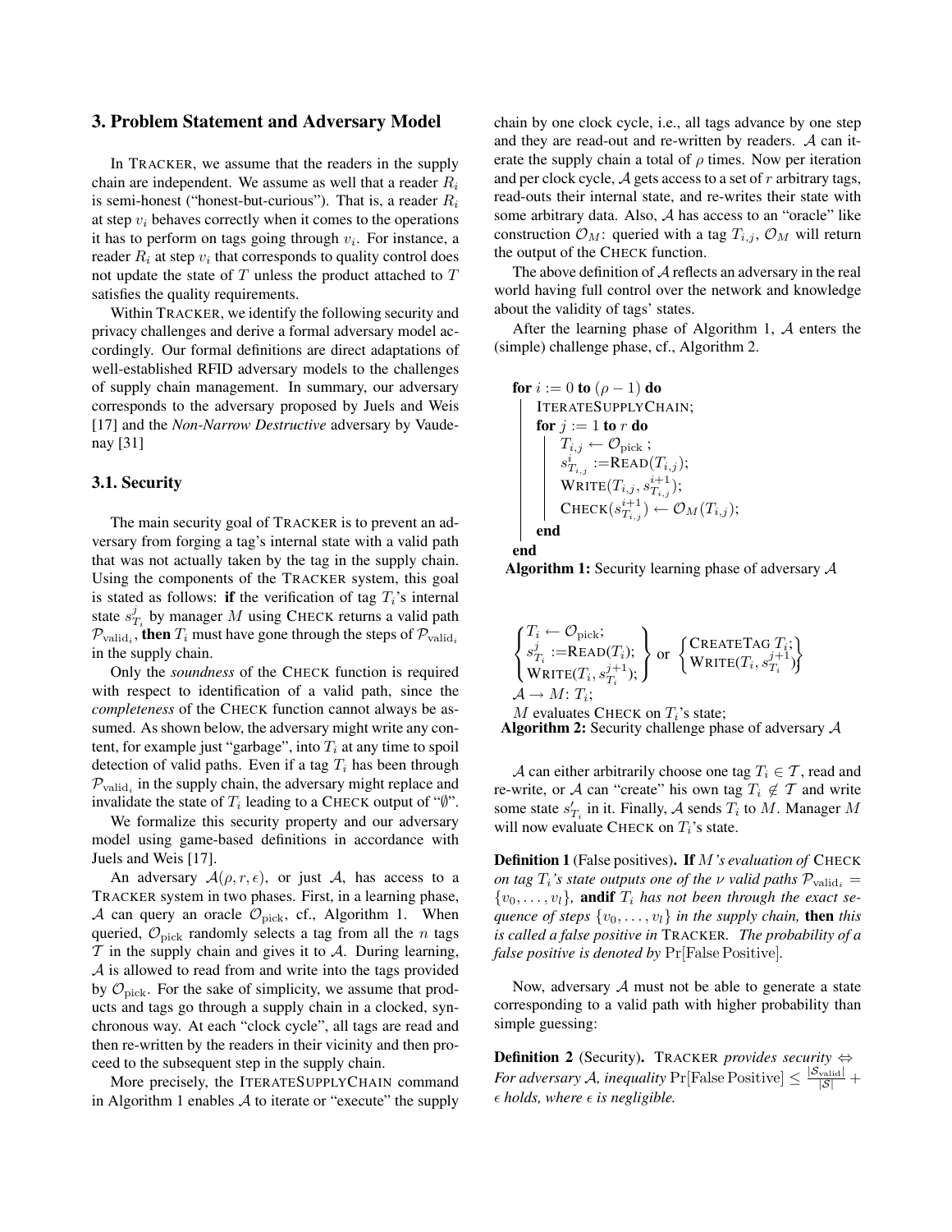## 3. Problem Statement and Adversary Model

In TRACKER, we assume that the readers in the supply chain are independent. We assume as well that a reader $R_i$ is semi-honest ("honest-but-curious"). That is, a reader $R_i$ at step $v_i$ behaves correctly when it comes to the operations it has to perform on tags going through $v_i$. For instance, a reader $R_i$ at step $v_i$ that corresponds to quality control does not update the state of $T$ unless the product attached to $T$ satisfies the quality requirements.

Within TRACKER, we identify the following security and privacy challenges and derive a formal adversary model accordingly. Our formal definitions are direct adaptations of well-established RFID adversary models to the challenges of supply chain management. In summary, our adversary corresponds to the adversary proposed by Juels and Weis [17] and the *Non-Narrow Destructive* adversary by Vaudenay [31]

### 3.1. Security

The main security goal of TRACKER is to prevent an adversary from forging a tag's internal state with a valid path that was not actually taken by the tag in the supply chain. Using the components of the TRACKER system, this goal is stated as follows: **if** the verification of tag $T_i$'s internal state $s^j_{T_i}$ by manager $M$ using CHECK returns a valid path $\mathcal{P}_{\text{valid}_i}$, **then** $T_i$ must have gone through the steps of $\mathcal{P}_{\text{valid}_i}$ in the supply chain.

Only the *soundness* of the CHECK function is required with respect to identification of a valid path, since the *completeness* of the CHECK function cannot always be assumed. As shown below, the adversary might write any content, for example just "garbage", into $T_i$ at any time to spoil detection of valid paths. Even if a tag $T_i$ has been through $\mathcal{P}_{\text{valid}_i}$ in the supply chain, the adversary might replace and invalidate the state of $T_i$ leading to a CHECK output of "$\emptyset$".

We formalize this security property and our adversary model using game-based definitions in accordance with Juels and Weis [17].

An adversary $\mathcal{A}(\rho, r, \epsilon)$, or just $\mathcal{A}$, has access to a TRACKER system in two phases. First, in a learning phase, $\mathcal{A}$ can query an oracle $\mathcal{O}_{\text{pick}}$, cf., Algorithm 1. When queried, $\mathcal{O}_{\text{pick}}$ randomly selects a tag from all the $n$ tags $\mathcal{T}$ in the supply chain and gives it to $\mathcal{A}$. During learning, $\mathcal{A}$ is allowed to read from and write into the tags provided by $\mathcal{O}_{\text{pick}}$. For the sake of simplicity, we assume that products and tags go through a supply chain in a clocked, synchronous way. At each "clock cycle", all tags are read and then re-written by the readers in their vicinity and then proceed to the subsequent step in the supply chain.

More precisely, the ITERATESUPPLYCHAIN command in Algorithm 1 enables $\mathcal{A}$ to iterate or "execute" the supply chain by one clock cycle, i.e., all tags advance by one step and they are read-out and re-written by readers. $\mathcal{A}$ can iterate the supply chain a total of $\rho$ times. Now per iteration and per clock cycle, $\mathcal{A}$ gets access to a set of $r$ arbitrary tags, read-outs their internal state, and re-writes their state with some arbitrary data. Also, $\mathcal{A}$ has access to an "oracle" like construction $\mathcal{O}_M$: queried with a tag $T_{i,j}$, $\mathcal{O}_M$ will return the output of the CHECK function.

The above definition of $\mathcal{A}$ reflects an adversary in the real world having full control over the network and knowledge about the validity of tags' states.

After the learning phase of Algorithm 1, $\mathcal{A}$ enters the (simple) challenge phase, cf., Algorithm 2.

```
for i := 0 to (ρ − 1) do
    ITERATESUPPLYCHAIN;
    for j := 1 to r do
        T_{i,j} ← O_pick ;
        s^i_{T_{i,j}} := READ(T_{i,j});
        WRITE(T_{i,j}, s^{i+1}_{T_{i,j}});
        CHECK(s^{i+1}_{T_{i,j}}) ← O_M(T_{i,j});
    end
end
```

**Algorithm 1:** Security learning phase of adversary $\mathcal{A}$

$$\begin{Bmatrix} T_i \leftarrow \mathcal{O}_{\text{pick}}; \\ s^j_{T_i} := \text{READ}(T_i); \\ \text{WRITE}(T_i, s^{j+1}_{T_i}); \end{Bmatrix} \text{ or } \begin{Bmatrix} \text{CREATETAG } T_i; \\ \text{WRITE}(T_i, s^{j+1}_{T_i}) \end{Bmatrix}$$

$\mathcal{A} \rightarrow M$: $T_i$;

$M$ evaluates CHECK on $T_i$'s state;

**Algorithm 2:** Security challenge phase of adversary $\mathcal{A}$

$\mathcal{A}$ can either arbitrarily choose one tag $T_i \in \mathcal{T}$, read and re-write, or $\mathcal{A}$ can "create" his own tag $T_i \notin \mathcal{T}$ and write some state $s'_{T_i}$ in it. Finally, $\mathcal{A}$ sends $T_i$ to $M$. Manager $M$ will now evaluate CHECK on $T_i$'s state.

**Definition 1** (False positives). **If** *$M$'s evaluation of* CHECK *on tag $T_i$'s state outputs one of the $\nu$ valid paths $\mathcal{P}_{\text{valid}_i} = \{v_0, \ldots, v_l\}$,* **andif** *$T_i$ has not been through the exact sequence of steps $\{v_0, \ldots, v_l\}$ in the supply chain,* **then** *this is called a false positive in* TRACKER*. The probability of a false positive is denoted by* $\Pr[\text{False Positive}]$.

Now, adversary $\mathcal{A}$ must not be able to generate a state corresponding to a valid path with higher probability than simple guessing:

**Definition 2** (Security). TRACKER *provides security* $\Leftrightarrow$ *For adversary $\mathcal{A}$, inequality* $\Pr[\text{False Positive}] \leq \frac{|\mathcal{S}_{\text{valid}}|}{|\mathcal{S}|} + \epsilon$ *holds, where $\epsilon$ is negligible.*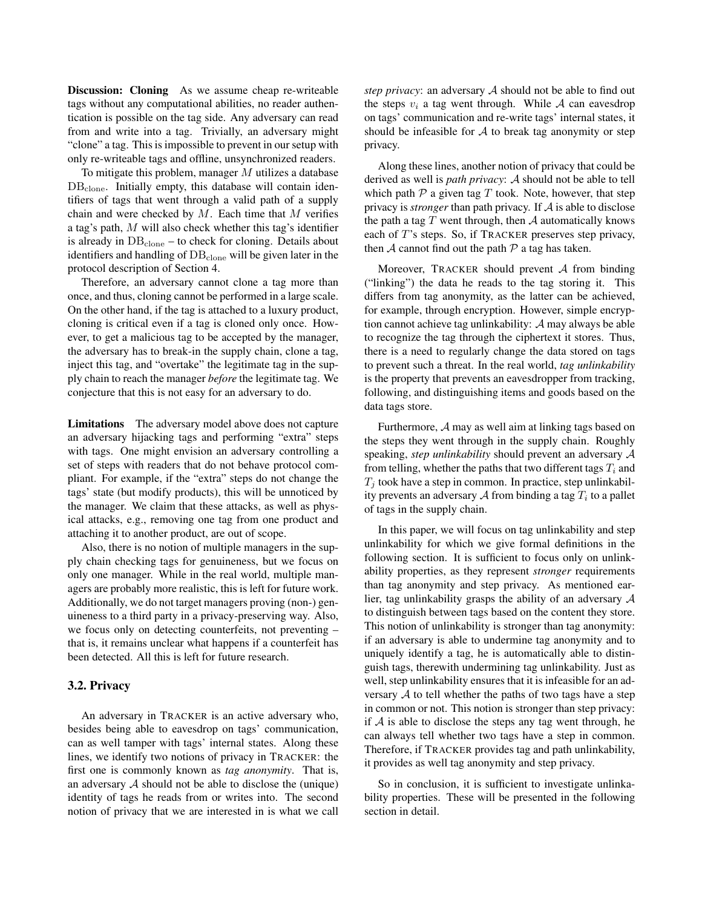**Discussion: Cloning** As we assume cheap re-writeable tags without any computational abilities, no reader authentication is possible on the tag side. Any adversary can read from and write into a tag. Trivially, an adversary might "clone" a tag. This is impossible to prevent in our setup with only re-writeable tags and offline, unsynchronized readers.

To mitigate this problem, manager $M$ utilizes a database $\mathrm{DB}_{\mathrm{clone}}$. Initially empty, this database will contain identifiers of tags that went through a valid path of a supply chain and were checked by $M$. Each time that $M$ verifies a tag's path, $M$ will also check whether this tag's identifier is already in $\mathrm{DB}_{\mathrm{clone}}$ – to check for cloning. Details about identifiers and handling of $\mathrm{DB}_{\mathrm{clone}}$ will be given later in the protocol description of Section 4.

Therefore, an adversary cannot clone a tag more than once, and thus, cloning cannot be performed in a large scale. On the other hand, if the tag is attached to a luxury product, cloning is critical even if a tag is cloned only once. However, to get a malicious tag to be accepted by the manager, the adversary has to break-in the supply chain, clone a tag, inject this tag, and "overtake" the legitimate tag in the supply chain to reach the manager *before* the legitimate tag. We conjecture that this is not easy for an adversary to do.

**Limitations** The adversary model above does not capture an adversary hijacking tags and performing "extra" steps with tags. One might envision an adversary controlling a set of steps with readers that do not behave protocol compliant. For example, if the "extra" steps do not change the tags' state (but modify products), this will be unnoticed by the manager. We claim that these attacks, as well as physical attacks, e.g., removing one tag from one product and attaching it to another product, are out of scope.

Also, there is no notion of multiple managers in the supply chain checking tags for genuineness, but we focus on only one manager. While in the real world, multiple managers are probably more realistic, this is left for future work. Additionally, we do not target managers proving (non-) genuineness to a third party in a privacy-preserving way. Also, we focus only on detecting counterfeits, not preventing – that is, it remains unclear what happens if a counterfeit has been detected. All this is left for future research.

### 3.2. Privacy

An adversary in TRACKER is an active adversary who, besides being able to eavesdrop on tags' communication, can as well tamper with tags' internal states. Along these lines, we identify two notions of privacy in TRACKER: the first one is commonly known as *tag anonymity*. That is, an adversary $\mathcal{A}$ should not be able to disclose the (unique) identity of tags he reads from or writes into. The second notion of privacy that we are interested in is what we call *step privacy*: an adversary $\mathcal{A}$ should not be able to find out the steps $v_i$ a tag went through. While $\mathcal{A}$ can eavesdrop on tags' communication and re-write tags' internal states, it should be infeasible for $\mathcal{A}$ to break tag anonymity or step privacy.

Along these lines, another notion of privacy that could be derived as well is *path privacy*: $\mathcal{A}$ should not be able to tell which path $\mathcal{P}$ a given tag $T$ took. Note, however, that step privacy is *stronger* than path privacy. If $\mathcal{A}$ is able to disclose the path a tag $T$ went through, then $\mathcal{A}$ automatically knows each of $T$'s steps. So, if TRACKER preserves step privacy, then $\mathcal{A}$ cannot find out the path $\mathcal{P}$ a tag has taken.

Moreover, TRACKER should prevent $\mathcal{A}$ from binding ("linking") the data he reads to the tag storing it. This differs from tag anonymity, as the latter can be achieved, for example, through encryption. However, simple encryption cannot achieve tag unlinkability: $\mathcal{A}$ may always be able to recognize the tag through the ciphertext it stores. Thus, there is a need to regularly change the data stored on tags to prevent such a threat. In the real world, *tag unlinkability* is the property that prevents an eavesdropper from tracking, following, and distinguishing items and goods based on the data tags store.

Furthermore, $\mathcal{A}$ may as well aim at linking tags based on the steps they went through in the supply chain. Roughly speaking, *step unlinkability* should prevent an adversary $\mathcal{A}$ from telling, whether the paths that two different tags $T_i$ and $T_j$ took have a step in common. In practice, step unlinkability prevents an adversary $\mathcal{A}$ from binding a tag $T_i$ to a pallet of tags in the supply chain.

In this paper, we will focus on tag unlinkability and step unlinkability for which we give formal definitions in the following section. It is sufficient to focus only on unlinkability properties, as they represent *stronger* requirements than tag anonymity and step privacy. As mentioned earlier, tag unlinkability grasps the ability of an adversary $\mathcal{A}$ to distinguish between tags based on the content they store. This notion of unlinkability is stronger than tag anonymity: if an adversary is able to undermine tag anonymity and to uniquely identify a tag, he is automatically able to distinguish tags, therewith undermining tag unlinkability. Just as well, step unlinkability ensures that it is infeasible for an adversary $\mathcal{A}$ to tell whether the paths of two tags have a step in common or not. This notion is stronger than step privacy: if $\mathcal{A}$ is able to disclose the steps any tag went through, he can always tell whether two tags have a step in common. Therefore, if TRACKER provides tag and path unlinkability, it provides as well tag anonymity and step privacy.

So in conclusion, it is sufficient to investigate unlinkability properties. These will be presented in the following section in detail.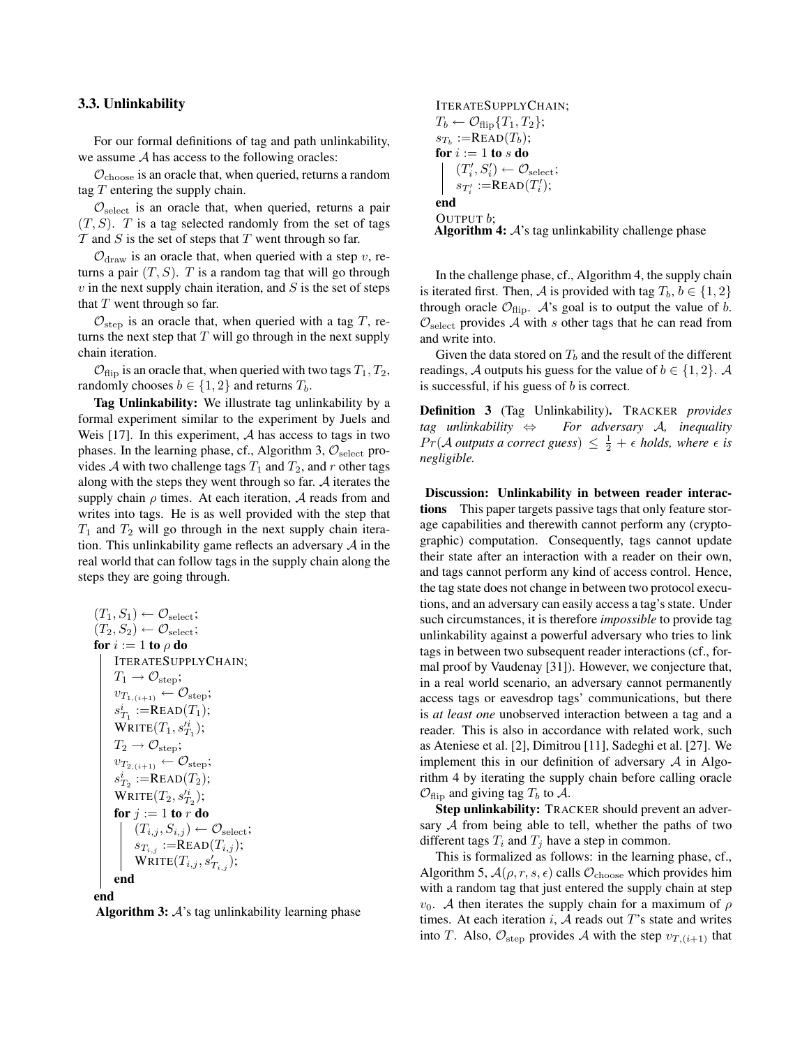### 3.3. Unlinkability

For our formal definitions of tag and path unlinkability, we assume $\mathcal{A}$ has access to the following oracles:

$\mathcal{O}_{\text{choose}}$ is an oracle that, when queried, returns a random tag $T$ entering the supply chain.

$\mathcal{O}_{\text{select}}$ is an oracle that, when queried, returns a pair $(T, S)$. $T$ is a tag selected randomly from the set of tags $\mathcal{T}$ and $S$ is the set of steps that $T$ went through so far.

$\mathcal{O}_{\text{draw}}$ is an oracle that, when queried with a step $v$, returns a pair $(T, S)$. $T$ is a random tag that will go through $v$ in the next supply chain iteration, and $S$ is the set of steps that $T$ went through so far.

$\mathcal{O}_{\text{step}}$ is an oracle that, when queried with a tag $T$, returns the next step that $T$ will go through in the next supply chain iteration.

$\mathcal{O}_{\text{flip}}$ is an oracle that, when queried with two tags $T_1, T_2$, randomly chooses $b \in \{1, 2\}$ and returns $T_b$.

**Tag Unlinkability:** We illustrate tag unlinkability by a formal experiment similar to the experiment by Juels and Weis [17]. In this experiment, $\mathcal{A}$ has access to tags in two phases. In the learning phase, cf., Algorithm 3, $\mathcal{O}_{\text{select}}$ provides $\mathcal{A}$ with two challenge tags $T_1$ and $T_2$, and $r$ other tags along with the steps they went through so far. $\mathcal{A}$ iterates the supply chain $\rho$ times. At each iteration, $\mathcal{A}$ reads from and writes into tags. He is as well provided with the step that $T_1$ and $T_2$ will go through in the next supply chain iteration. This unlinkability game reflects an adversary $\mathcal{A}$ in the real world that can follow tags in the supply chain along the steps they are going through.

```
(T_1, S_1) ← O_select;
(T_2, S_2) ← O_select;
for i := 1 to ρ do
    ITERATESUPPLYCHAIN;
    T_1 → O_step;
    v_{T_1,(i+1)} ← O_step;
    s^i_{T_1} := READ(T_1);
    WRITE(T_1, s'^i_{T_1});
    T_2 → O_step;
    v_{T_2,(i+1)} ← O_step;
    s^i_{T_2} := READ(T_2);
    WRITE(T_2, s'^i_{T_2});
    for j := 1 to r do
        (T_{i,j}, S_{i,j}) ← O_select;
        s_{T_{i,j}} := READ(T_{i,j});
        WRITE(T_{i,j}, s'_{T_{i,j}});
    end
end
```

**Algorithm 3:** $\mathcal{A}$'s tag unlinkability learning phase

```
ITERATESUPPLYCHAIN;
T_b ← O_flip{T_1, T_2};
s_{T_b} := READ(T_b);
for i := 1 to s do
    (T'_i, S'_i) ← O_select;
    s_{T'_i} := READ(T'_i);
end
OUTPUT b;
```

**Algorithm 4:** $\mathcal{A}$'s tag unlinkability challenge phase

In the challenge phase, cf., Algorithm 4, the supply chain is iterated first. Then, $\mathcal{A}$ is provided with tag $T_b$, $b \in \{1, 2\}$ through oracle $\mathcal{O}_{\text{flip}}$. $\mathcal{A}$'s goal is to output the value of $b$. $\mathcal{O}_{\text{select}}$ provides $\mathcal{A}$ with $s$ other tags that he can read from and write into.

Given the data stored on $T_b$ and the result of the different readings, $\mathcal{A}$ outputs his guess for the value of $b \in \{1, 2\}$. $\mathcal{A}$ is successful, if his guess of $b$ is correct.

**Definition 3** (Tag Unlinkability). TRACKER *provides tag unlinkability* $\Leftrightarrow$ *For adversary* $\mathcal{A}$*, inequality* $Pr(\mathcal{A}$ *outputs a correct guess*$) \leq \frac{1}{2} + \epsilon$ *holds, where* $\epsilon$ *is negligible.*

**Discussion: Unlinkability in between reader interactions** This paper targets passive tags that only feature storage capabilities and therewith cannot perform any (cryptographic) computation. Consequently, tags cannot update their state after an interaction with a reader on their own, and tags cannot perform any kind of access control. Hence, the tag state does not change in between two protocol executions, and an adversary can easily access a tag's state. Under such circumstances, it is therefore *impossible* to provide tag unlinkability against a powerful adversary who tries to link tags in between two subsequent reader interactions (cf., formal proof by Vaudenay [31]). However, we conjecture that, in a real world scenario, an adversary cannot permanently access tags or eavesdrop tags' communications, but there is *at least one* unobserved interaction between a tag and a reader. This is also in accordance with related work, such as Ateniese et al. [2], Dimitrou [11], Sadeghi et al. [27]. We implement this in our definition of adversary $\mathcal{A}$ in Algorithm 4 by iterating the supply chain before calling oracle $\mathcal{O}_{\text{flip}}$ and giving tag $T_b$ to $\mathcal{A}$.

**Step unlinkability:** TRACKER should prevent an adversary $\mathcal{A}$ from being able to tell, whether the paths of two different tags $T_i$ and $T_j$ have a step in common.

This is formalized as follows: in the learning phase, cf., Algorithm 5, $\mathcal{A}(\rho, r, s, \epsilon)$ calls $\mathcal{O}_{\text{choose}}$ which provides him with a random tag that just entered the supply chain at step $v_0$. $\mathcal{A}$ then iterates the supply chain for a maximum of $\rho$ times. At each iteration $i$, $\mathcal{A}$ reads out $T$'s state and writes into $T$. Also, $\mathcal{O}_{\text{step}}$ provides $\mathcal{A}$ with the step $v_{T,(i+1)}$ that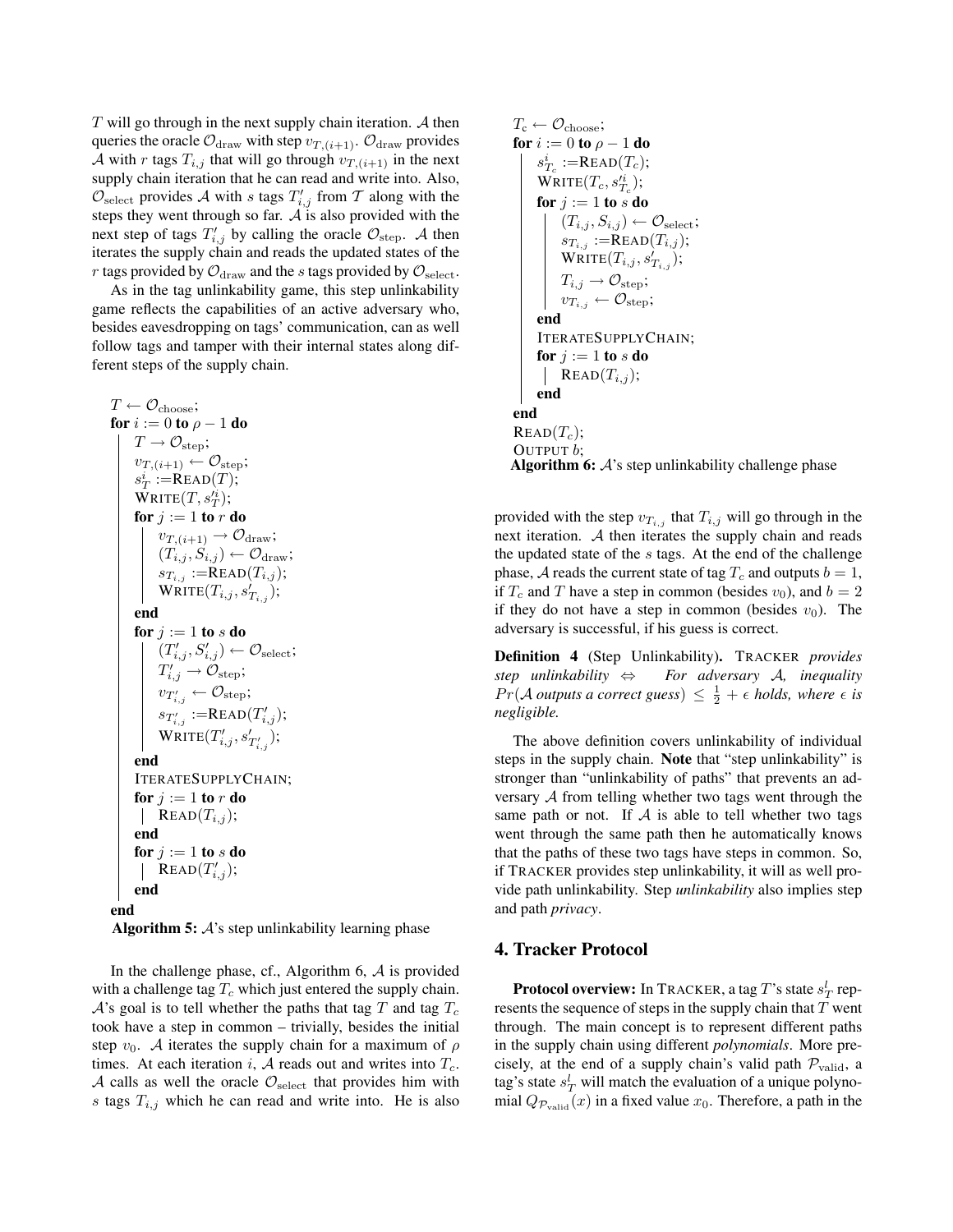$T$ will go through in the next supply chain iteration. $\mathcal{A}$ then queries the oracle $\mathcal{O}_{\text{draw}}$ with step $v_{T,(i+1)}$. $\mathcal{O}_{\text{draw}}$ provides $\mathcal{A}$ with $r$ tags $T_{i,j}$ that will go through $v_{T,(i+1)}$ in the next supply chain iteration that he can read and write into. Also, $\mathcal{O}_{\text{select}}$ provides $\mathcal{A}$ with $s$ tags $T'_{i,j}$ from $\mathcal{T}$ along with the steps they went through so far. $\mathcal{A}$ is also provided with the next step of tags $T'_{i,j}$ by calling the oracle $\mathcal{O}_{\text{step}}$. $\mathcal{A}$ then iterates the supply chain and reads the updated states of the $r$ tags provided by $\mathcal{O}_{\text{draw}}$ and the $s$ tags provided by $\mathcal{O}_{\text{select}}$.

As in the tag unlinkability game, this step unlinkability game reflects the capabilities of an active adversary who, besides eavesdropping on tags' communication, can as well follow tags and tamper with their internal states along different steps of the supply chain.

```
T ← O_choose;
for i := 0 to ρ − 1 do
    T → O_step;
    v_{T,(i+1)} ← O_step;
    s^i_T := READ(T);
    WRITE(T, s'^i_T);
    for j := 1 to r do
        v_{T,(i+1)} → O_draw;
        (T_{i,j}, S_{i,j}) ← O_draw;
        s_{T_{i,j}} := READ(T_{i,j});
        WRITE(T_{i,j}, s'_{T_{i,j}});
    end
    for j := 1 to s do
        (T'_{i,j}, S'_{i,j}) ← O_select;
        T'_{i,j} → O_step;
        v_{T'_{i,j}} ← O_step;
        s_{T'_{i,j}} := READ(T'_{i,j});
        WRITE(T'_{i,j}, s'_{T'_{i,j}});
    end
    ITERATESUPPLYCHAIN;
    for j := 1 to r do
        READ(T_{i,j});
    end
    for j := 1 to s do
        READ(T'_{i,j});
    end
end
```

**Algorithm 5:** $\mathcal{A}$'s step unlinkability learning phase

In the challenge phase, cf., Algorithm 6, $\mathcal{A}$ is provided with a challenge tag $T_c$ which just entered the supply chain. $\mathcal{A}$'s goal is to tell whether the paths that tag $T$ and tag $T_c$ took have a step in common – trivially, besides the initial step $v_0$. $\mathcal{A}$ iterates the supply chain for a maximum of $\rho$ times. At each iteration $i$, $\mathcal{A}$ reads out and writes into $T_c$. $\mathcal{A}$ calls as well the oracle $\mathcal{O}_{\text{select}}$ that provides him with $s$ tags $T_{i,j}$ which he can read and write into. He is also

```
T_c ← O_choose;
for i := 0 to ρ − 1 do
    s^i_{T_c} := READ(T_c);
    WRITE(T_c, s'^i_{T_c});
    for j := 1 to s do
        (T_{i,j}, S_{i,j}) ← O_select;
        s_{T_{i,j}} := READ(T_{i,j});
        WRITE(T_{i,j}, s'_{T_{i,j}});
        T_{i,j} → O_step;
        v_{T_{i,j}} ← O_step;
    end
    ITERATESUPPLYCHAIN;
    for j := 1 to s do
        READ(T_{i,j});
    end
end
READ(T_c);
OUTPUT b;
```

**Algorithm 6:** $\mathcal{A}$'s step unlinkability challenge phase

provided with the step $v_{T_{i,j}}$ that $T_{i,j}$ will go through in the next iteration. $\mathcal{A}$ then iterates the supply chain and reads the updated state of the $s$ tags. At the end of the challenge phase, $\mathcal{A}$ reads the current state of tag $T_c$ and outputs $b = 1$, if $T_c$ and $T$ have a step in common (besides $v_0$), and $b = 2$ if they do not have a step in common (besides $v_0$). The adversary is successful, if his guess is correct.

**Definition 4** (Step Unlinkability)**.** TRACKER *provides step unlinkability* $\Leftrightarrow$ *For adversary* $\mathcal{A}$*, inequality* $Pr(\mathcal{A}$ *outputs a correct guess*$) \leq \frac{1}{2} + \epsilon$ *holds, where* $\epsilon$ *is negligible.*

The above definition covers unlinkability of individual steps in the supply chain. **Note** that "step unlinkability" is stronger than "unlinkability of paths" that prevents an adversary $\mathcal{A}$ from telling whether two tags went through the same path or not. If $\mathcal{A}$ is able to tell whether two tags went through the same path then he automatically knows that the paths of these two tags have steps in common. So, if TRACKER provides step unlinkability, it will as well provide path unlinkability. Step *unlinkability* also implies step and path *privacy*.

## 4. Tracker Protocol

**Protocol overview:** In TRACKER, a tag $T$'s state $s^l_T$ represents the sequence of steps in the supply chain that $T$ went through. The main concept is to represent different paths in the supply chain using different *polynomials*. More precisely, at the end of a supply chain's valid path $\mathcal{P}_{\text{valid}}$, a tag's state $s^l_T$ will match the evaluation of a unique polynomial $Q_{\mathcal{P}_{\text{valid}}}(x)$ in a fixed value $x_0$. Therefore, a path in the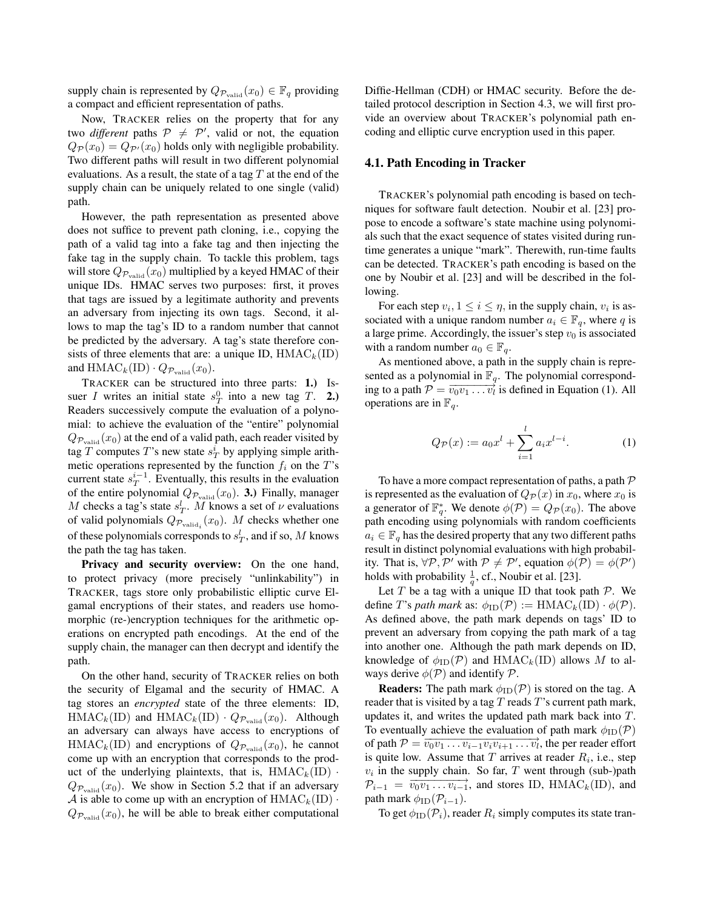supply chain is represented by $Q_{\mathcal{P}_{\text{valid}}}(x_0) \in \mathbb{F}_q$ providing a compact and efficient representation of paths.

Now, TRACKER relies on the property that for any two *different* paths $\mathcal{P} \neq \mathcal{P}'$, valid or not, the equation $Q_{\mathcal{P}}(x_0) = Q_{\mathcal{P}'}(x_0)$ holds only with negligible probability. Two different paths will result in two different polynomial evaluations. As a result, the state of a tag $T$ at the end of the supply chain can be uniquely related to one single (valid) path.

However, the path representation as presented above does not suffice to prevent path cloning, i.e., copying the path of a valid tag into a fake tag and then injecting the fake tag in the supply chain. To tackle this problem, tags will store $Q_{\mathcal{P}_{\text{valid}}}(x_0)$ multiplied by a keyed HMAC of their unique IDs. HMAC serves two purposes: first, it proves that tags are issued by a legitimate authority and prevents an adversary from injecting its own tags. Second, it allows to map the tag's ID to a random number that cannot be predicted by the adversary. A tag's state therefore consists of three elements that are: a unique ID, $\text{HMAC}_k(\text{ID})$ and $\text{HMAC}_k(\text{ID}) \cdot Q_{\mathcal{P}_{\text{valid}}}(x_0)$.

TRACKER can be structured into three parts: **1.)** Issuer $I$ writes an initial state $s_T^0$ into a new tag $T$. **2.)** Readers successively compute the evaluation of a polynomial: to achieve the evaluation of the "entire" polynomial $Q_{\mathcal{P}_{\text{valid}}}(x_0)$ at the end of a valid path, each reader visited by tag $T$ computes $T$'s new state $s_T^i$ by applying simple arithmetic operations represented by the function $f_i$ on the $T$'s current state $s_T^{i-1}$. Eventually, this results in the evaluation of the entire polynomial $Q_{\mathcal{P}_{\text{valid}}}(x_0)$. **3.)** Finally, manager $M$ checks a tag's state $s_T^l$. $M$ knows a set of $\nu$ evaluations of valid polynomials $Q_{\mathcal{P}_{\text{valid}_i}}(x_0)$. $M$ checks whether one of these polynomials corresponds to $s_T^l$, and if so, $M$ knows the path the tag has taken.

**Privacy and security overview:** On the one hand, to protect privacy (more precisely "unlinkability") in TRACKER, tags store only probabilistic elliptic curve Elgamal encryptions of their states, and readers use homomorphic (re-)encryption techniques for the arithmetic operations on encrypted path encodings. At the end of the supply chain, the manager can then decrypt and identify the path.

On the other hand, security of TRACKER relies on both the security of Elgamal and the security of HMAC. A tag stores an *encrypted* state of the three elements: ID, $\text{HMAC}_k(\text{ID})$ and $\text{HMAC}_k(\text{ID}) \cdot Q_{\mathcal{P}_{\text{valid}}}(x_0)$. Although an adversary can always have access to encryptions of $\text{HMAC}_k(\text{ID})$ and encryptions of $Q_{\mathcal{P}_{\text{valid}}}(x_0)$, he cannot come up with an encryption that corresponds to the product of the underlying plaintexts, that is, $\text{HMAC}_k(\text{ID}) \cdot Q_{\mathcal{P}_{\text{valid}}}(x_0)$. We show in Section 5.2 that if an adversary $\mathcal{A}$ is able to come up with an encryption of $\text{HMAC}_k(\text{ID}) \cdot Q_{\mathcal{P}_{\text{valid}}}(x_0)$, he will be able to break either computational Diffie-Hellman (CDH) or HMAC security. Before the detailed protocol description in Section 4.3, we will first provide an overview about TRACKER's polynomial path encoding and elliptic curve encryption used in this paper.

### 4.1. Path Encoding in Tracker

TRACKER's polynomial path encoding is based on techniques for software fault detection. Noubir et al. [23] propose to encode a software's state machine using polynomials such that the exact sequence of states visited during runtime generates a unique "mark". Therewith, run-time faults can be detected. TRACKER's path encoding is based on the one by Noubir et al. [23] and will be described in the following.

For each step $v_i$, $1 \leq i \leq \eta$, in the supply chain, $v_i$ is associated with a unique random number $a_i \in \mathbb{F}_q$, where $q$ is a large prime. Accordingly, the issuer's step $v_0$ is associated with a random number $a_0 \in \mathbb{F}_q$.

As mentioned above, a path in the supply chain is represented as a polynomial in $\mathbb{F}_q$. The polynomial corresponding to a path $\mathcal{P} = \overrightarrow{v_0 v_1 \dots v_l}$ is defined in Equation (1). All operations are in $\mathbb{F}_q$.

$$Q_{\mathcal{P}}(x) := a_0 x^l + \sum_{i=1}^{l} a_i x^{l-i}. \tag{1}$$

To have a more compact representation of paths, a path $\mathcal{P}$ is represented as the evaluation of $Q_{\mathcal{P}}(x)$ in $x_0$, where $x_0$ is a generator of $\mathbb{F}_q^*$. We denote $\phi(\mathcal{P}) = Q_{\mathcal{P}}(x_0)$. The above path encoding using polynomials with random coefficients $a_i \in \mathbb{F}_q$ has the desired property that any two different paths result in distinct polynomial evaluations with high probability. That is, $\forall \mathcal{P}, \mathcal{P}'$ with $\mathcal{P} \neq \mathcal{P}'$, equation $\phi(\mathcal{P}) = \phi(\mathcal{P}')$ holds with probability $\frac{1}{q}$, cf., Noubir et al. [23].

Let $T$ be a tag with a unique ID that took path $\mathcal{P}$. We define $T$'s *path mark* as: $\phi_{\text{ID}}(\mathcal{P}) := \text{HMAC}_k(\text{ID}) \cdot \phi(\mathcal{P})$. As defined above, the path mark depends on tags' ID to prevent an adversary from copying the path mark of a tag into another one. Although the path mark depends on ID, knowledge of $\phi_{\text{ID}}(\mathcal{P})$ and $\text{HMAC}_k(\text{ID})$ allows $M$ to always derive $\phi(\mathcal{P})$ and identify $\mathcal{P}$.

**Readers:** The path mark $\phi_{\text{ID}}(\mathcal{P})$ is stored on the tag. A reader that is visited by a tag $T$ reads $T$'s current path mark, updates it, and writes the updated path mark back into $T$. To eventually achieve the evaluation of path mark $\phi_{\text{ID}}(\mathcal{P})$ of path $\mathcal{P} = \overrightarrow{v_0 v_1 \dots v_{i-1} v_i v_{i+1} \dots v_l}$, the per reader effort is quite low. Assume that $T$ arrives at reader $R_i$, i.e., step $v_i$ in the supply chain. So far, $T$ went through (sub-)path $\mathcal{P}_{i-1} = \overrightarrow{v_0 v_1 \dots v_{i-1}}$, and stores ID, $\text{HMAC}_k(\text{ID})$, and path mark $\phi_{\text{ID}}(\mathcal{P}_{i-1})$.

To get $\phi_{\text{ID}}(\mathcal{P}_i)$, reader $R_i$ simply computes its state tran-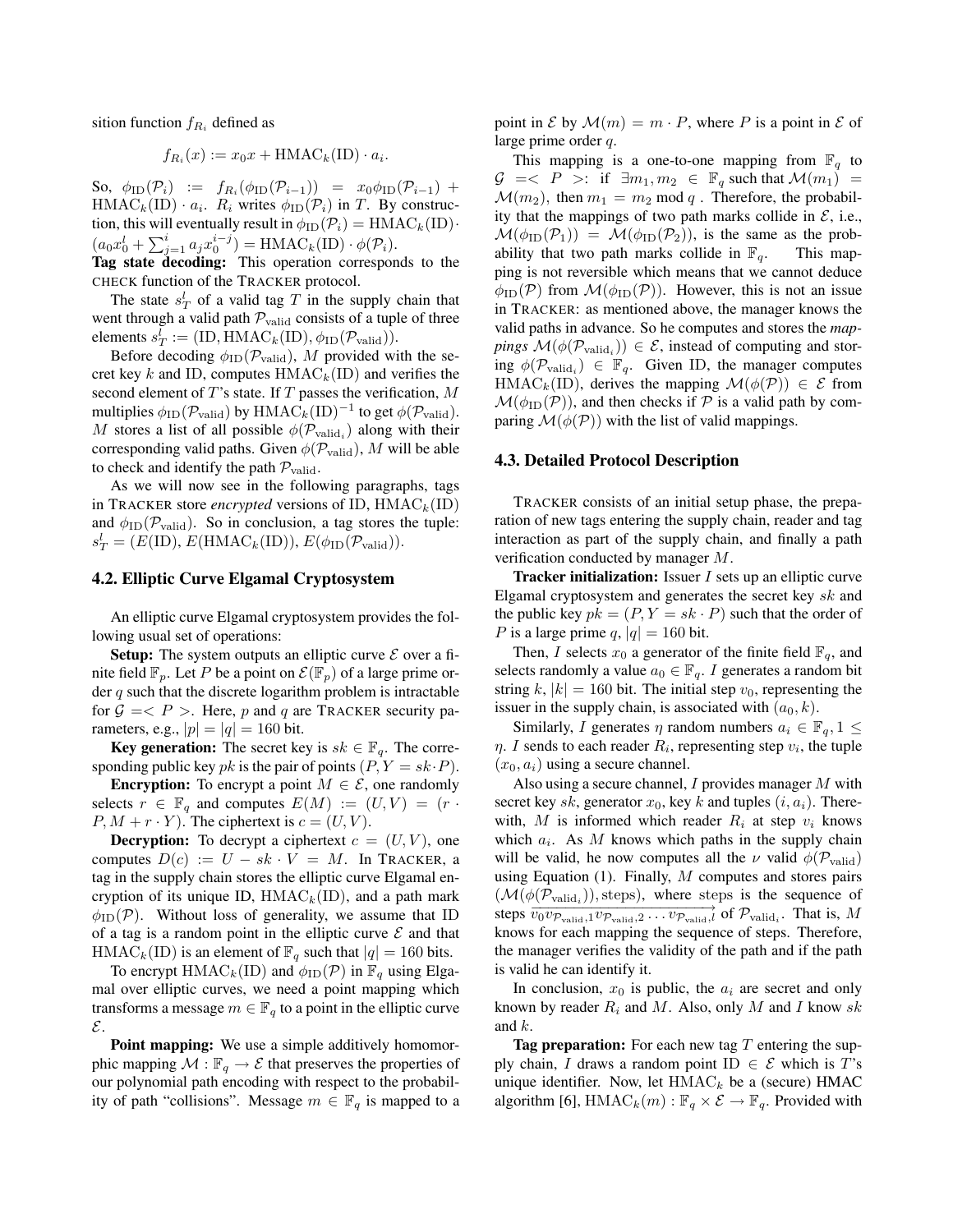sition function $f_{R_i}$ defined as

$$f_{R_i}(x) := x_0 x + \mathrm{HMAC}_k(\mathrm{ID}) \cdot a_i.$$

So, $\phi_{\mathrm{ID}}(\mathcal{P}_i) := f_{R_i}(\phi_{\mathrm{ID}}(\mathcal{P}_{i-1})) = x_0 \phi_{\mathrm{ID}}(\mathcal{P}_{i-1}) + \mathrm{HMAC}_k(\mathrm{ID}) \cdot a_i$. $R_i$ writes $\phi_{\mathrm{ID}}(\mathcal{P}_i)$ in $T$. By construction, this will eventually result in $\phi_{\mathrm{ID}}(\mathcal{P}_i) = \mathrm{HMAC}_k(\mathrm{ID}) \cdot (a_0 x_0^l + \sum_{j=1}^{i} a_j x_0^{i-j}) = \mathrm{HMAC}_k(\mathrm{ID}) \cdot \phi(\mathcal{P}_i)$.

**Tag state decoding:** This operation corresponds to the CHECK function of the TRACKER protocol.

The state $s_T^l$ of a valid tag $T$ in the supply chain that went through a valid path $\mathcal{P}_{\mathrm{valid}}$ consists of a tuple of three elements $s_T^l := (\mathrm{ID}, \mathrm{HMAC}_k(\mathrm{ID}), \phi_{\mathrm{ID}}(\mathcal{P}_{\mathrm{valid}}))$.

Before decoding $\phi_{\mathrm{ID}}(\mathcal{P}_{\mathrm{valid}})$, $M$ provided with the secret key $k$ and ID, computes $\mathrm{HMAC}_k(\mathrm{ID})$ and verifies the second element of $T$'s state. If $T$ passes the verification, $M$ multiplies $\phi_{\mathrm{ID}}(\mathcal{P}_{\mathrm{valid}})$ by $\mathrm{HMAC}_k(\mathrm{ID})^{-1}$ to get $\phi(\mathcal{P}_{\mathrm{valid}})$. $M$ stores a list of all possible $\phi(\mathcal{P}_{\mathrm{valid}_i})$ along with their corresponding valid paths. Given $\phi(\mathcal{P}_{\mathrm{valid}})$, $M$ will be able to check and identify the path $\mathcal{P}_{\mathrm{valid}}$.

As we will now see in the following paragraphs, tags in TRACKER store *encrypted* versions of ID, $\mathrm{HMAC}_k(\mathrm{ID})$ and $\phi_{\mathrm{ID}}(\mathcal{P}_{\mathrm{valid}})$. So in conclusion, a tag stores the tuple: $s_T^l = (E(\mathrm{ID}), E(\mathrm{HMAC}_k(\mathrm{ID})), E(\phi_{\mathrm{ID}}(\mathcal{P}_{\mathrm{valid}})))$.

## 4.2. Elliptic Curve Elgamal Cryptosystem

An elliptic curve Elgamal cryptosystem provides the following usual set of operations:

**Setup:** The system outputs an elliptic curve $\mathcal{E}$ over a finite field $\mathbb{F}_p$. Let $P$ be a point on $\mathcal{E}(\mathbb{F}_p)$ of a large prime order $q$ such that the discrete logarithm problem is intractable for $\mathcal{G} =< P >$. Here, $p$ and $q$ are TRACKER security parameters, e.g., $|p| = |q| = 160$ bit.

**Key generation:** The secret key is $sk \in \mathbb{F}_q$. The corresponding public key $pk$ is the pair of points $(P, Y = sk \cdot P)$.

**Encryption:** To encrypt a point $M \in \mathcal{E}$, one randomly selects $r \in \mathbb{F}_q$ and computes $E(M) := (U, V) = (r \cdot P, M + r \cdot Y)$. The ciphertext is $c = (U, V)$.

**Decryption:** To decrypt a ciphertext $c = (U, V)$, one computes $D(c) := U - sk \cdot V = M$. In TRACKER, a tag in the supply chain stores the elliptic curve Elgamal encryption of its unique ID, $\mathrm{HMAC}_k(\mathrm{ID})$, and a path mark $\phi_{\mathrm{ID}}(\mathcal{P})$. Without loss of generality, we assume that ID of a tag is a random point in the elliptic curve $\mathcal{E}$ and that $\mathrm{HMAC}_k(\mathrm{ID})$ is an element of $\mathbb{F}_q$ such that $|q| = 160$ bits.

To encrypt $\mathrm{HMAC}_k(\mathrm{ID})$ and $\phi_{\mathrm{ID}}(\mathcal{P})$ in $\mathbb{F}_q$ using Elgamal over elliptic curves, we need a point mapping which transforms a message $m \in \mathbb{F}_q$ to a point in the elliptic curve $\mathcal{E}$.

**Point mapping:** We use a simple additively homomorphic mapping $\mathcal{M} : \mathbb{F}_q \rightarrow \mathcal{E}$ that preserves the properties of our polynomial path encoding with respect to the probability of path "collisions". Message $m \in \mathbb{F}_q$ is mapped to a point in $\mathcal{E}$ by $\mathcal{M}(m) = m \cdot P$, where $P$ is a point in $\mathcal{E}$ of large prime order $q$.

This mapping is a one-to-one mapping from $\mathbb{F}_q$ to $\mathcal{G} =< P >$: if $\exists m_1, m_2 \in \mathbb{F}_q$ such that $\mathcal{M}(m_1) = \mathcal{M}(m_2)$, then $m_1 = m_2 \bmod q$ . Therefore, the probability that the mappings of two path marks collide in $\mathcal{E}$, i.e., $\mathcal{M}(\phi_{\mathrm{ID}}(\mathcal{P}_1)) = \mathcal{M}(\phi_{\mathrm{ID}}(\mathcal{P}_2))$, is the same as the probability that two path marks collide in $\mathbb{F}_q$. This mapping is not reversible which means that we cannot deduce $\phi_{\mathrm{ID}}(\mathcal{P})$ from $\mathcal{M}(\phi_{\mathrm{ID}}(\mathcal{P}))$. However, this is not an issue in TRACKER: as mentioned above, the manager knows the valid paths in advance. So he computes and stores the *mappings* $\mathcal{M}(\phi(\mathcal{P}_{\mathrm{valid}_i})) \in \mathcal{E}$, instead of computing and storing $\phi(\mathcal{P}_{\mathrm{valid}_i}) \in \mathbb{F}_q$. Given ID, the manager computes $\mathrm{HMAC}_k(\mathrm{ID})$, derives the mapping $\mathcal{M}(\phi(\mathcal{P})) \in \mathcal{E}$ from $\mathcal{M}(\phi_{\mathrm{ID}}(\mathcal{P}))$, and then checks if $\mathcal{P}$ is a valid path by comparing $\mathcal{M}(\phi(\mathcal{P}))$ with the list of valid mappings.

## 4.3. Detailed Protocol Description

TRACKER consists of an initial setup phase, the preparation of new tags entering the supply chain, reader and tag interaction as part of the supply chain, and finally a path verification conducted by manager $M$.

**Tracker initialization:** Issuer $I$ sets up an elliptic curve Elgamal cryptosystem and generates the secret key $sk$ and the public key $pk = (P, Y = sk \cdot P)$ such that the order of $P$ is a large prime $q$, $|q| = 160$ bit.

Then, $I$ selects $x_0$ a generator of the finite field $\mathbb{F}_q$, and selects randomly a value $a_0 \in \mathbb{F}_q$. $I$ generates a random bit string $k$, $|k| = 160$ bit. The initial step $v_0$, representing the issuer in the supply chain, is associated with $(a_0, k)$.

Similarly, $I$ generates $\eta$ random numbers $a_i \in \mathbb{F}_q, 1 \leq \eta$. $I$ sends to each reader $R_i$, representing step $v_i$, the tuple $(x_0, a_i)$ using a secure channel.

Also using a secure channel, $I$ provides manager $M$ with secret key $sk$, generator $x_0$, key $k$ and tuples $(i, a_i)$. Therewith, $M$ is informed which reader $R_i$ at step $v_i$ knows which $a_i$. As $M$ knows which paths in the supply chain will be valid, he now computes all the $\nu$ valid $\phi(\mathcal{P}_{\mathrm{valid}})$ using Equation (1). Finally, $M$ computes and stores pairs $(\mathcal{M}(\phi(\mathcal{P}_{\mathrm{valid}_i})), \mathrm{steps})$, where steps is the sequence of steps $\overrightarrow{v_0 v_{\mathcal{P}_{\mathrm{valid}},1} v_{\mathcal{P}_{\mathrm{valid}},2} \ldots v_{\mathcal{P}_{\mathrm{valid}},l}}$ of $\mathcal{P}_{\mathrm{valid}_i}$. That is, $M$ knows for each mapping the sequence of steps. Therefore, the manager verifies the validity of the path and if the path is valid he can identify it.

In conclusion, $x_0$ is public, the $a_i$ are secret and only known by reader $R_i$ and $M$. Also, only $M$ and $I$ know $sk$ and $k$.

**Tag preparation:** For each new tag $T$ entering the supply chain, $I$ draws a random point $\mathrm{ID} \in \mathcal{E}$ which is $T$'s unique identifier. Now, let $\mathrm{HMAC}_k$ be a (secure) HMAC algorithm [6], $\mathrm{HMAC}_k(m) : \mathbb{F}_q \times \mathcal{E} \rightarrow \mathbb{F}_q$. Provided with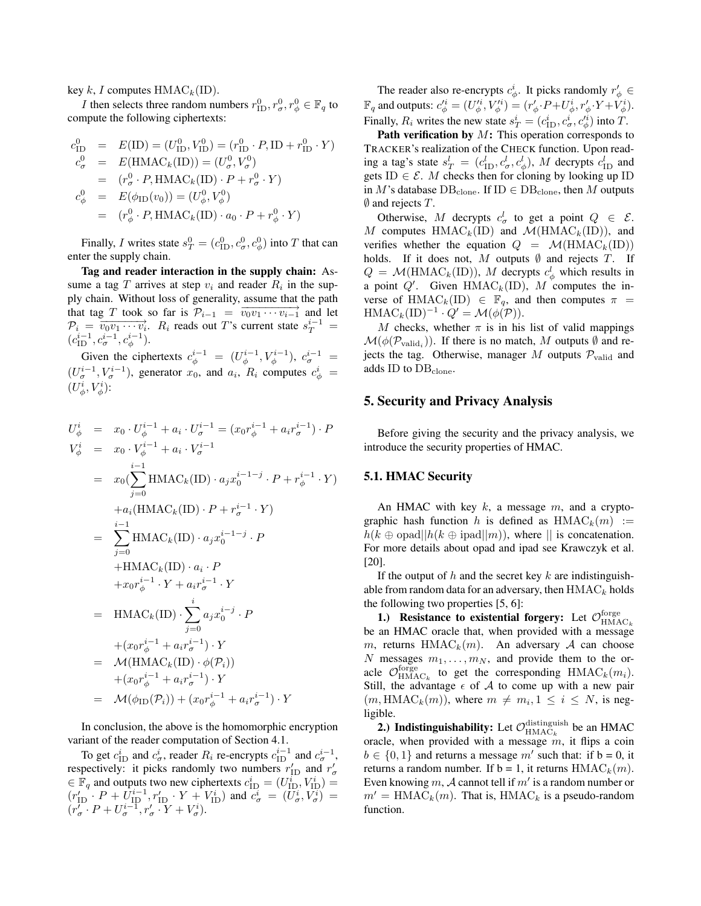key $k$, $I$ computes $\text{HMAC}_k(\text{ID})$.

$I$ then selects three random numbers $r^0_{\text{ID}}, r^0_\sigma, r^0_\phi \in \mathbb{F}_q$ to compute the following ciphertexts:

$$
\begin{aligned}
c^0_{\text{ID}} &= E(\text{ID}) = (U^0_{\text{ID}}, V^0_{\text{ID}}) = (r^0_{\text{ID}} \cdot P, \text{ID} + r^0_{\text{ID}} \cdot Y) \\
c^0_\sigma &= E(\text{HMAC}_k(\text{ID})) = (U^0_\sigma, V^0_\sigma) \\
&= (r^0_\sigma \cdot P, \text{HMAC}_k(\text{ID}) \cdot P + r^0_\sigma \cdot Y) \\
c^0_\phi &= E(\phi_{\text{ID}}(v_0)) = (U^0_\phi, V^0_\phi) \\
&= (r^0_\phi \cdot P, \text{HMAC}_k(\text{ID}) \cdot a_0 \cdot P + r^0_\phi \cdot Y)
\end{aligned}
$$

Finally, $I$ writes state $s^0_T = (c^0_{\text{ID}}, c^0_\sigma, c^0_\phi)$ into $T$ that can enter the supply chain.

**Tag and reader interaction in the supply chain:** Assume a tag $T$ arrives at step $v_i$ and reader $R_i$ in the supply chain. Without loss of generality, assume that the path that tag $T$ took so far is $\mathcal{P}_{i-1} = \overrightarrow{v_0 v_1 \cdots v_{i-1}}$ and let $\mathcal{P}_i = \overrightarrow{v_0 v_1 \cdots v_i}$. $R_i$ reads out $T$'s current state $s^{i-1}_T = (c^{i-1}_{\text{ID}}, c^{i-1}_\sigma, c^{i-1}_\phi)$.

Given the ciphertexts $c^{i-1}_\phi = (U^{i-1}_\phi, V^{i-1}_\phi)$, $c^{i-1}_\sigma = (U^{i-1}_\sigma, V^{i-1}_\sigma)$, generator $x_0$, and $a_i$, $R_i$ computes $c^i_\phi = (U^i_\phi, V^i_\phi)$:

$$
\begin{aligned}
U^i_\phi &= x_0 \cdot U^{i-1}_\phi + a_i \cdot U^{i-1}_\sigma = (x_0 r^{i-1}_\phi + a_i r^{i-1}_\sigma) \cdot P \\
V^i_\phi &= x_0 \cdot V^{i-1}_\phi + a_i \cdot V^{i-1}_\sigma \\
&= x_0 \Big(\sum_{j=0}^{i-1} \text{HMAC}_k(\text{ID}) \cdot a_j x_0^{i-1-j} \cdot P + r^{i-1}_\phi \cdot Y\Big) \\
&\quad + a_i(\text{HMAC}_k(\text{ID}) \cdot P + r^{i-1}_\sigma \cdot Y) \\
&= \sum_{j=0}^{i-1} \text{HMAC}_k(\text{ID}) \cdot a_j x_0^{i-1-j} \cdot P \\
&\quad + \text{HMAC}_k(\text{ID}) \cdot a_i \cdot P \\
&\quad + x_0 r^{i-1}_\phi \cdot Y + a_i r^{i-1}_\sigma \cdot Y \\
&= \text{HMAC}_k(\text{ID}) \cdot \sum_{j=0}^{i} a_j x_0^{i-j} \cdot P \\
&\quad + (x_0 r^{i-1}_\phi + a_i r^{i-1}_\sigma) \cdot Y \\
&= \mathcal{M}(\text{HMAC}_k(\text{ID}) \cdot \phi(\mathcal{P}_i)) \\
&\quad + (x_0 r^{i-1}_\phi + a_i r^{i-1}_\sigma) \cdot Y \\
&= \mathcal{M}(\phi_{\text{ID}}(\mathcal{P}_i)) + (x_0 r^{i-1}_\phi + a_i r^{i-1}_\sigma) \cdot Y
\end{aligned}
$$

In conclusion, the above is the homomorphic encryption variant of the reader computation of Section 4.1.

To get $c^i_{\text{ID}}$ and $c^i_\sigma$, reader $R_i$ re-encrypts $c^{i-1}_{\text{ID}}$ and $c^{i-1}_\sigma$, respectively: it picks randomly two numbers $r'_{\text{ID}}$ and $r'_\sigma \in \mathbb{F}_q$ and outputs two new ciphertexts $c^i_{\text{ID}} = (U^i_{\text{ID}}, V^i_{\text{ID}}) = (r'_{\text{ID}} \cdot P + U^{i-1}_{\text{ID}}, r'_{\text{ID}} \cdot Y + V^i_{\text{ID}})$ and $c^i_\sigma = (U^i_\sigma, V^i_\sigma) = (r'_\sigma \cdot P + U^{i-1}_\sigma, r'_\sigma \cdot Y + V^i_\sigma)$.

The reader also re-encrypts $c^i_\phi$. It picks randomly $r'_\phi \in \mathbb{F}_q$ and outputs: $c'^i_\phi = (U'^i_\phi, V'^i_\phi) = (r'_\phi \cdot P + U^i_\phi, r'_\phi \cdot Y + V^i_\phi)$. Finally, $R_i$ writes the new state $s^i_T = (c^i_{\text{ID}}, c^i_\sigma, c'^i_\phi)$ into $T$.

**Path verification by $M$:** This operation corresponds to TRACKER's realization of the CHECK function. Upon reading a tag's state $s^l_T = (c^l_{\text{ID}}, c^l_\sigma, c^l_\phi)$, $M$ decrypts $c^l_{\text{ID}}$ and gets $\text{ID} \in \mathcal{E}$. $M$ checks then for cloning by looking up ID in $M$'s database $\text{DB}_{\text{clone}}$. If $\text{ID} \in \text{DB}_{\text{clone}}$, then $M$ outputs $\emptyset$ and rejects $T$.

Otherwise, $M$ decrypts $c^l_\sigma$ to get a point $Q \in \mathcal{E}$. $M$ computes $\text{HMAC}_k(\text{ID})$ and $\mathcal{M}(\text{HMAC}_k(\text{ID}))$, and verifies whether the equation $Q = \mathcal{M}(\text{HMAC}_k(\text{ID}))$ holds. If it does not, $M$ outputs $\emptyset$ and rejects $T$. If $Q = \mathcal{M}(\text{HMAC}_k(\text{ID}))$, $M$ decrypts $c^l_\phi$ which results in a point $Q'$. Given $\text{HMAC}_k(\text{ID})$, $M$ computes the inverse of $\text{HMAC}_k(\text{ID}) \in \mathbb{F}_q$, and then computes $\pi = \text{HMAC}_k(\text{ID})^{-1} \cdot Q' = \mathcal{M}(\phi(\mathcal{P}))$.

$M$ checks, whether $\pi$ is in his list of valid mappings $\mathcal{M}(\phi(\mathcal{P}_{\text{valid}_i}))$. If there is no match, $M$ outputs $\emptyset$ and rejects the tag. Otherwise, manager $M$ outputs $\mathcal{P}_{\text{valid}}$ and adds ID to $\text{DB}_{\text{clone}}$.

## 5. Security and Privacy Analysis

Before giving the security and the privacy analysis, we introduce the security properties of HMAC.

### 5.1. HMAC Security

An HMAC with key $k$, a message $m$, and a cryptographic hash function $h$ is defined as $\text{HMAC}_k(m) := h(k \oplus \text{opad} || h(k \oplus \text{ipad} || m))$, where $||$ is concatenation. For more details about opad and ipad see Krawczyk et al. [20].

If the output of $h$ and the secret key $k$ are indistinguishable from random data for an adversary, then $\text{HMAC}_k$ holds the following two properties [5, 6]:

**1.) Resistance to existential forgery:** Let $\mathcal{O}^{\text{forge}}_{\text{HMAC}_k}$ be an HMAC oracle that, when provided with a message $m$, returns $\text{HMAC}_k(m)$. An adversary $\mathcal{A}$ can choose $N$ messages $m_1, \ldots, m_N$, and provide them to the oracle $\mathcal{O}^{\text{forge}}_{\text{HMAC}_k}$ to get the corresponding $\text{HMAC}_k(m_i)$. Still, the advantage $\epsilon$ of $\mathcal{A}$ to come up with a new pair $(m, \text{HMAC}_k(m))$, where $m \neq m_i, 1 \leq i \leq N$, is negligible.

**2.) Indistinguishability:** Let $\mathcal{O}^{\text{distinguish}}_{\text{HMAC}_k}$ be an HMAC oracle, when provided with a message $m$, it flips a coin $b \in \{0, 1\}$ and returns a message $m'$ such that: if b = 0, it returns a random number. If b = 1, it returns $\text{HMAC}_k(m)$. Even knowing $m$, $\mathcal{A}$ cannot tell if $m'$ is a random number or $m' = \text{HMAC}_k(m)$. That is, $\text{HMAC}_k$ is a pseudo-random function.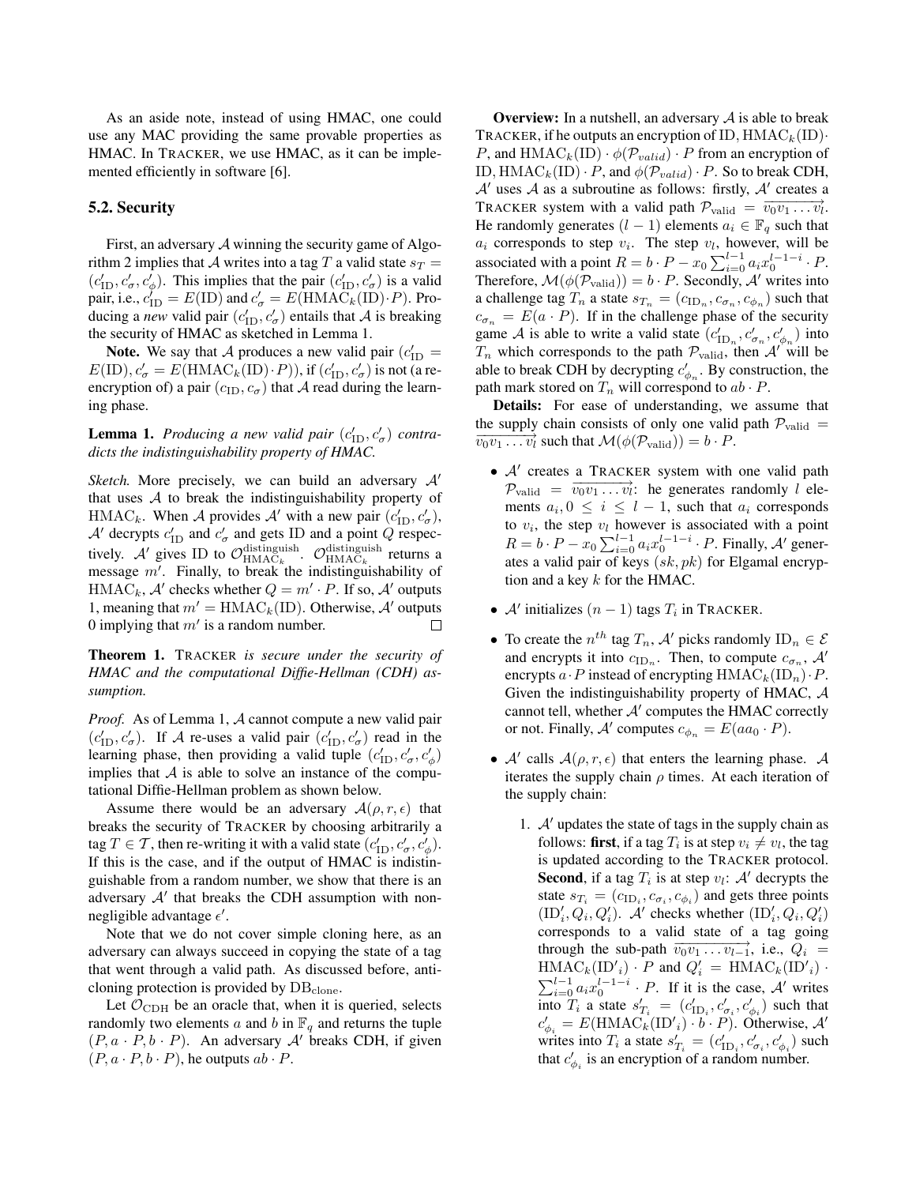As an aside note, instead of using HMAC, one could use any MAC providing the same provable properties as HMAC. In TRACKER, we use HMAC, as it can be implemented efficiently in software [6].

## 5.2. Security

First, an adversary $\mathcal{A}$ winning the security game of Algorithm 2 implies that $\mathcal{A}$ writes into a tag $T$ a valid state $s_T = (c'_{\text{ID}}, c'_\sigma, c'_\phi)$. This implies that the pair $(c'_{\text{ID}}, c'_\sigma)$ is a valid pair, i.e., $c'_{\text{ID}} = E(\text{ID})$ and $c'_\sigma = E(\text{HMAC}_k(\text{ID}) \cdot P)$. Producing a *new* valid pair $(c'_{\text{ID}}, c'_\sigma)$ entails that $\mathcal{A}$ is breaking the security of HMAC as sketched in Lemma 1.

**Note.** We say that $\mathcal{A}$ produces a new valid pair $(c'_{\text{ID}} = E(\text{ID}), c'_\sigma = E(\text{HMAC}_k(\text{ID}) \cdot P))$, if $(c'_{\text{ID}}, c'_\sigma)$ is not (a re-encryption of) a pair $(c_{\text{ID}}, c_\sigma)$ that $\mathcal{A}$ read during the learning phase.

**Lemma 1.** *Producing a new valid pair $(c'_{\text{ID}}, c'_\sigma)$ contradicts the indistinguishability property of HMAC.*

*Sketch.* More precisely, we can build an adversary $\mathcal{A}'$ that uses $\mathcal{A}$ to break the indistinguishability property of $\text{HMAC}_k$. When $\mathcal{A}$ provides $\mathcal{A}'$ with a new pair $(c'_{\text{ID}}, c'_\sigma)$, $\mathcal{A}'$ decrypts $c'_{\text{ID}}$ and $c'_\sigma$ and gets ID and a point $Q$ respectively. $\mathcal{A}'$ gives ID to $\mathcal{O}^{\text{distinguish}}_{\text{HMAC}_k}$. $\mathcal{O}^{\text{distinguish}}_{\text{HMAC}_k}$ returns a message $m'$. Finally, to break the indistinguishability of $\text{HMAC}_k$, $\mathcal{A}'$ checks whether $Q = m' \cdot P$. If so, $\mathcal{A}'$ outputs 1, meaning that $m' = \text{HMAC}_k(\text{ID})$. Otherwise, $\mathcal{A}'$ outputs 0 implying that $m'$ is a random number. □

**Theorem 1.** TRACKER *is secure under the security of HMAC and the computational Diffie-Hellman (CDH) assumption.*

*Proof.* As of Lemma 1, $\mathcal{A}$ cannot compute a new valid pair $(c'_{\text{ID}}, c'_\sigma)$. If $\mathcal{A}$ re-uses a valid pair $(c'_{\text{ID}}, c'_\sigma)$ read in the learning phase, then providing a valid tuple $(c'_{\text{ID}}, c'_\sigma, c'_\phi)$ implies that $\mathcal{A}$ is able to solve an instance of the computational Diffie-Hellman problem as shown below.

Assume there would be an adversary $\mathcal{A}(\rho, r, \epsilon)$ that breaks the security of TRACKER by choosing arbitrarily a tag $T \in \mathcal{T}$, then re-writing it with a valid state $(c'_{\text{ID}}, c'_\sigma, c'_\phi)$. If this is the case, and if the output of HMAC is indistinguishable from a random number, we show that there is an adversary $\mathcal{A}'$ that breaks the CDH assumption with non-negligible advantage $\epsilon'$.

Note that we do not cover simple cloning here, as an adversary can always succeed in copying the state of a tag that went through a valid path. As discussed before, anti-cloning protection is provided by $\text{DB}_{\text{clone}}$.

Let $\mathcal{O}_{\text{CDH}}$ be an oracle that, when it is queried, selects randomly two elements $a$ and $b$ in $\mathbb{F}_q$ and returns the tuple $(P, a \cdot P, b \cdot P)$. An adversary $\mathcal{A}'$ breaks CDH, if given $(P, a \cdot P, b \cdot P)$, he outputs $ab \cdot P$.

**Overview:** In a nutshell, an adversary $\mathcal{A}$ is able to break TRACKER, if he outputs an encryption of ID, $\text{HMAC}_k(\text{ID}) \cdot P$, and $\text{HMAC}_k(\text{ID}) \cdot \phi(\mathcal{P}_{valid}) \cdot P$ from an encryption of ID, $\text{HMAC}_k(\text{ID}) \cdot P$, and $\phi(\mathcal{P}_{valid}) \cdot P$. So to break CDH, $\mathcal{A}'$ uses $\mathcal{A}$ as a subroutine as follows: firstly, $\mathcal{A}'$ creates a TRACKER system with a valid path $\mathcal{P}_{\text{valid}} = \overrightarrow{v_0 v_1 \ldots v_l}$. He randomly generates $(l-1)$ elements $a_i \in \mathbb{F}_q$ such that $a_i$ corresponds to step $v_i$. The step $v_l$, however, will be associated with a point $R = b \cdot P - x_0 \sum_{i=0}^{l-1} a_i x_0^{l-1-i} \cdot P$. Therefore, $\mathcal{M}(\phi(\mathcal{P}_{\text{valid}})) = b \cdot P$. Secondly, $\mathcal{A}'$ writes into a challenge tag $T_n$ a state $s_{T_n} = (c_{\text{ID}_n}, c_{\sigma_n}, c_{\phi_n})$ such that $c_{\sigma_n} = E(a \cdot P)$. If in the challenge phase of the security game $\mathcal{A}$ is able to write a valid state $(c'_{\text{ID}_n}, c'_{\sigma_n}, c'_{\phi_n})$ into $T_n$ which corresponds to the path $\mathcal{P}_{\text{valid}}$, then $\mathcal{A}'$ will be able to break CDH by decrypting $c'_{\phi_n}$. By construction, the path mark stored on $T_n$ will correspond to $ab \cdot P$.

**Details:** For ease of understanding, we assume that the supply chain consists of only one valid path $\mathcal{P}_{\text{valid}} = \overrightarrow{v_0 v_1 \ldots v_l}$ such that $\mathcal{M}(\phi(\mathcal{P}_{\text{valid}})) = b \cdot P$.

- $\mathcal{A}'$ creates a TRACKER system with one valid path $\mathcal{P}_{\text{valid}} = \overrightarrow{v_0 v_1 \ldots v_l}$: he generates randomly $l$ elements $a_i, 0 \leq i \leq l-1$, such that $a_i$ corresponds to $v_i$, the step $v_l$ however is associated with a point $R = b \cdot P - x_0 \sum_{i=0}^{l-1} a_i x_0^{l-1-i} \cdot P$. Finally, $\mathcal{A}'$ generates a valid pair of keys $(sk, pk)$ for Elgamal encryption and a key $k$ for the HMAC.
- $\mathcal{A}'$ initializes $(n-1)$ tags $T_i$ in TRACKER.
- To create the $n^{th}$ tag $T_n$, $\mathcal{A}'$ picks randomly $\text{ID}_n \in \mathcal{E}$ and encrypts it into $c_{\text{ID}_n}$. Then, to compute $c_{\sigma_n}$, $\mathcal{A}'$ encrypts $a \cdot P$ instead of encrypting $\text{HMAC}_k(\text{ID}_n) \cdot P$. Given the indistinguishability property of HMAC, $\mathcal{A}$ cannot tell, whether $\mathcal{A}'$ computes the HMAC correctly or not. Finally, $\mathcal{A}'$ computes $c_{\phi_n} = E(aa_0 \cdot P)$.
- $\mathcal{A}'$ calls $\mathcal{A}(\rho, r, \epsilon)$ that enters the learning phase. $\mathcal{A}$ iterates the supply chain $\rho$ times. At each iteration of the supply chain:
  1. $\mathcal{A}'$ updates the state of tags in the supply chain as follows: **first**, if a tag $T_i$ is at step $v_i \neq v_l$, the tag is updated according to the TRACKER protocol. **Second**, if a tag $T_i$ is at step $v_l$: $\mathcal{A}'$ decrypts the state $s_{T_i} = (c_{\text{ID}_i}, c_{\sigma_i}, c_{\phi_i})$ and gets three points $(\text{ID}'_i, Q_i, Q'_i)$. $\mathcal{A}'$ checks whether $(\text{ID}'_i, Q_i, Q'_i)$ corresponds to a valid state of a tag going through the sub-path $\overrightarrow{v_0 v_1 \ldots v_{l-1}}$, i.e., $Q_i = \text{HMAC}_k(\text{ID}'_i) \cdot P$ and $Q'_i = \text{HMAC}_k(\text{ID}'_i) \cdot \sum_{i=0}^{l-1} a_i x_0^{l-1-i} \cdot P$. If it is the case, $\mathcal{A}'$ writes into $T_i$ a state $s'_{T_i} = (c'_{\text{ID}_i}, c'_{\sigma_i}, c'_{\phi_i})$ such that $c'_{\phi_i} = E(\text{HMAC}_k(\text{ID}'_i) \cdot b \cdot P)$. Otherwise, $\mathcal{A}'$ writes into $T_i$ a state $s'_{T_i} = (c'_{\text{ID}_i}, c'_{\sigma_i}, c'_{\phi_i})$ such that $c'_{\phi_i}$ is an encryption of a random number.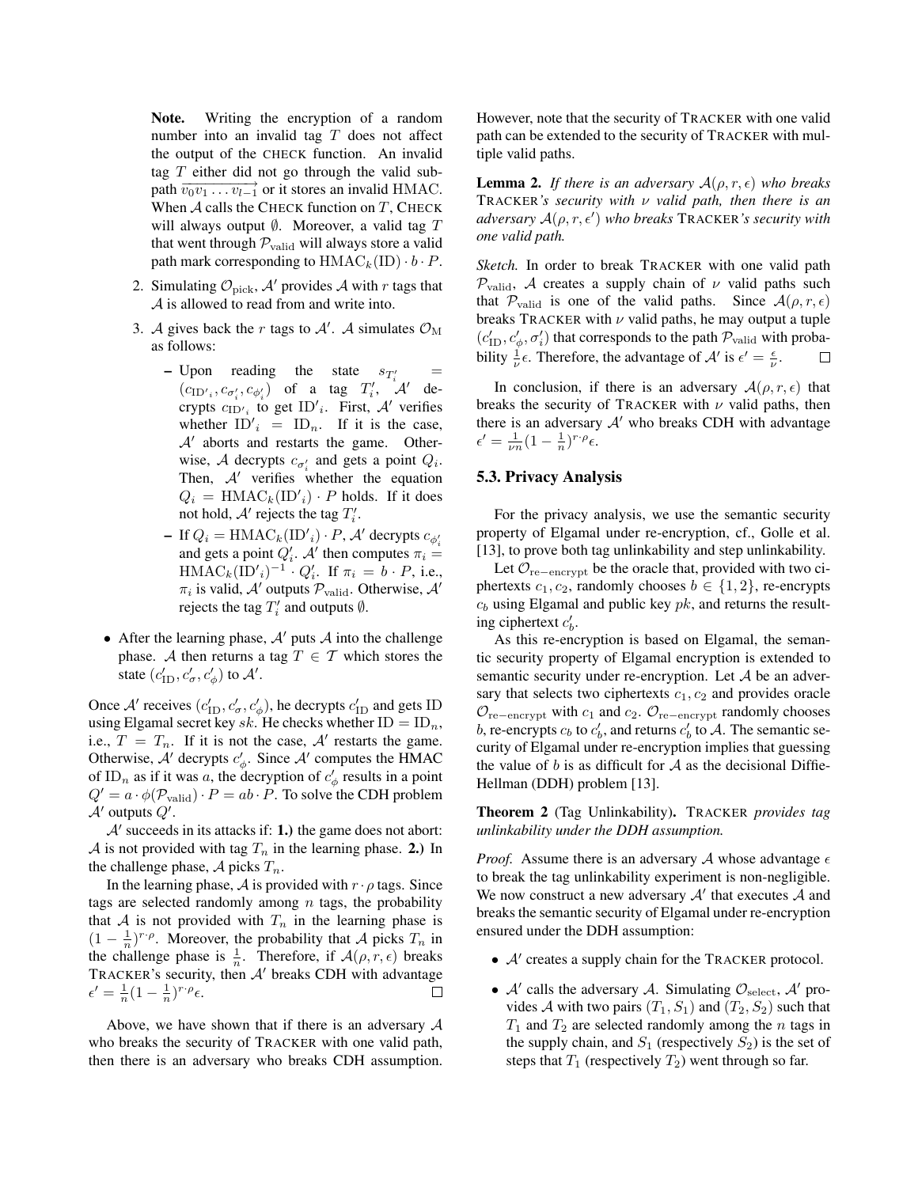**Note.** Writing the encryption of a random number into an invalid tag $T$ does not affect the output of the CHECK function. An invalid tag $T$ either did not go through the valid subpath $\overrightarrow{v_0 v_1 \ldots v_{l-1}}$ or it stores an invalid HMAC. When $\mathcal{A}$ calls the CHECK function on $T$, CHECK will always output $\emptyset$. Moreover, a valid tag $T$ that went through $\mathcal{P}_{\text{valid}}$ will always store a valid path mark corresponding to $\text{HMAC}_k(\text{ID}) \cdot b \cdot P$.

2. Simulating $\mathcal{O}_{\text{pick}}$, $\mathcal{A}'$ provides $\mathcal{A}$ with $r$ tags that $\mathcal{A}$ is allowed to read from and write into.
3. $\mathcal{A}$ gives back the $r$ tags to $\mathcal{A}'$. $\mathcal{A}$ simulates $\mathcal{O}_{\text{M}}$ as follows:
   - Upon reading the state $s_{T'_i} = (c_{\text{ID}'_i}, c_{\sigma'_i}, c_{\phi'_i})$ of a tag $T'_i$, $\mathcal{A}'$ decrypts $c_{\text{ID}'_i}$ to get $\text{ID}'_i$. First, $\mathcal{A}'$ verifies whether $\text{ID}'_i = \text{ID}_n$. If it is the case, $\mathcal{A}'$ aborts and restarts the game. Otherwise, $\mathcal{A}$ decrypts $c_{\sigma'_i}$ and gets a point $Q_i$. Then, $\mathcal{A}'$ verifies whether the equation $Q_i = \text{HMAC}_k(\text{ID}'_i) \cdot P$ holds. If it does not hold, $\mathcal{A}'$ rejects the tag $T'_i$.
   - If $Q_i = \text{HMAC}_k(\text{ID}'_i) \cdot P$, $\mathcal{A}'$ decrypts $c_{\phi'_i}$ and gets a point $Q'_i$. $\mathcal{A}'$ then computes $\pi_i = \text{HMAC}_k(\text{ID}'_i)^{-1} \cdot Q'_i$. If $\pi_i = b \cdot P$, i.e., $\pi_i$ is valid, $\mathcal{A}'$ outputs $\mathcal{P}_{\text{valid}}$. Otherwise, $\mathcal{A}'$ rejects the tag $T'_i$ and outputs $\emptyset$.

- After the learning phase, $\mathcal{A}'$ puts $\mathcal{A}$ into the challenge phase. $\mathcal{A}$ then returns a tag $T \in \mathcal{T}$ which stores the state $(c'_{\text{ID}}, c'_\sigma, c'_\phi)$ to $\mathcal{A}'$.

Once $\mathcal{A}'$ receives $(c'_{\text{ID}}, c'_\sigma, c'_\phi)$, he decrypts $c'_{\text{ID}}$ and gets ID using Elgamal secret key $sk$. He checks whether $\text{ID} = \text{ID}_n$, i.e., $T = T_n$. If it is not the case, $\mathcal{A}'$ restarts the game. Otherwise, $\mathcal{A}'$ decrypts $c'_\phi$. Since $\mathcal{A}'$ computes the HMAC of $\text{ID}_n$ as if it was $a$, the decryption of $c'_\phi$ results in a point $Q' = a \cdot \phi(\mathcal{P}_{\text{valid}}) \cdot P = ab \cdot P$. To solve the CDH problem $\mathcal{A}'$ outputs $Q'$.

$\mathcal{A}'$ succeeds in its attacks if: **1.)** the game does not abort: $\mathcal{A}$ is not provided with tag $T_n$ in the learning phase. **2.)** In the challenge phase, $\mathcal{A}$ picks $T_n$.

In the learning phase, $\mathcal{A}$ is provided with $r \cdot \rho$ tags. Since tags are selected randomly among $n$ tags, the probability that $\mathcal{A}$ is not provided with $T_n$ in the learning phase is $(1 - \frac{1}{n})^{r \cdot \rho}$. Moreover, the probability that $\mathcal{A}$ picks $T_n$ in the challenge phase is $\frac{1}{n}$. Therefore, if $\mathcal{A}(\rho, r, \epsilon)$ breaks TRACKER's security, then $\mathcal{A}'$ breaks CDH with advantage $\epsilon' = \frac{1}{n}(1 - \frac{1}{n})^{r \cdot \rho} \epsilon$. □

Above, we have shown that if there is an adversary $\mathcal{A}$ who breaks the security of TRACKER with one valid path, then there is an adversary who breaks CDH assumption. However, note that the security of TRACKER with one valid path can be extended to the security of TRACKER with multiple valid paths.

**Lemma 2.** *If there is an adversary $\mathcal{A}(\rho, r, \epsilon)$ who breaks* TRACKER*'s security with $\nu$ valid path, then there is an adversary $\mathcal{A}(\rho, r, \epsilon')$ who breaks* TRACKER*'s security with one valid path.*

*Sketch.* In order to break TRACKER with one valid path $\mathcal{P}_{\text{valid}}$, $\mathcal{A}$ creates a supply chain of $\nu$ valid paths such that $\mathcal{P}_{\text{valid}}$ is one of the valid paths. Since $\mathcal{A}(\rho, r, \epsilon)$ breaks TRACKER with $\nu$ valid paths, he may output a tuple $(c'_{\text{ID}}, c'_\phi, \sigma'_i)$ that corresponds to the path $\mathcal{P}_{\text{valid}}$ with probability $\frac{1}{\nu}\epsilon$. Therefore, the advantage of $\mathcal{A}'$ is $\epsilon' = \frac{\epsilon}{\nu}$. □

In conclusion, if there is an adversary $\mathcal{A}(\rho, r, \epsilon)$ that breaks the security of TRACKER with $\nu$ valid paths, then there is an adversary $\mathcal{A}'$ who breaks CDH with advantage $\epsilon' = \frac{1}{\nu n}(1 - \frac{1}{n})^{r \cdot \rho} \epsilon$.

### 5.3. Privacy Analysis

For the privacy analysis, we use the semantic security property of Elgamal under re-encryption, cf., Golle et al. [13], to prove both tag unlinkability and step unlinkability.

Let $\mathcal{O}_{\text{re-encrypt}}$ be the oracle that, provided with two ciphertexts $c_1, c_2$, randomly chooses $b \in \{1, 2\}$, re-encrypts $c_b$ using Elgamal and public key $pk$, and returns the resulting ciphertext $c'_b$.

As this re-encryption is based on Elgamal, the semantic security property of Elgamal encryption is extended to semantic security under re-encryption. Let $\mathcal{A}$ be an adversary that selects two ciphertexts $c_1, c_2$ and provides oracle $\mathcal{O}_{\text{re-encrypt}}$ with $c_1$ and $c_2$. $\mathcal{O}_{\text{re-encrypt}}$ randomly chooses $b$, re-encrypts $c_b$ to $c'_b$, and returns $c'_b$ to $\mathcal{A}$. The semantic security of Elgamal under re-encryption implies that guessing the value of $b$ is as difficult for $\mathcal{A}$ as the decisional Diffie-Hellman (DDH) problem [13].

**Theorem 2** (Tag Unlinkability). TRACKER *provides tag unlinkability under the DDH assumption.*

*Proof.* Assume there is an adversary $\mathcal{A}$ whose advantage $\epsilon$ to break the tag unlinkability experiment is non-negligible. We now construct a new adversary $\mathcal{A}'$ that executes $\mathcal{A}$ and breaks the semantic security of Elgamal under re-encryption ensured under the DDH assumption:

- $\mathcal{A}'$ creates a supply chain for the TRACKER protocol.
- $\mathcal{A}'$ calls the adversary $\mathcal{A}$. Simulating $\mathcal{O}_{\text{select}}$, $\mathcal{A}'$ provides $\mathcal{A}$ with two pairs $(T_1, S_1)$ and $(T_2, S_2)$ such that $T_1$ and $T_2$ are selected randomly among the $n$ tags in the supply chain, and $S_1$ (respectively $S_2$) is the set of steps that $T_1$ (respectively $T_2$) went through so far.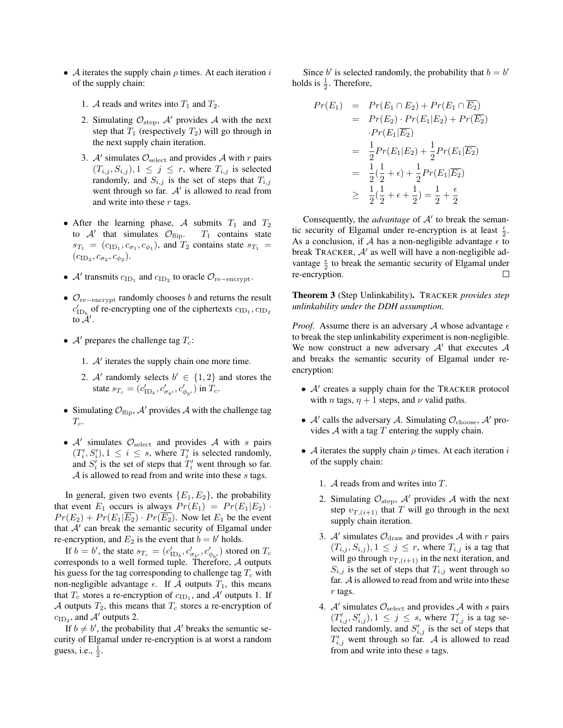- $\mathcal{A}$ iterates the supply chain $\rho$ times. At each iteration $i$ of the supply chain:

  1. $\mathcal{A}$ reads and writes into $T_1$ and $T_2$.
  2. Simulating $\mathcal{O}_{\text{step}}$, $\mathcal{A}'$ provides $\mathcal{A}$ with the next step that $T_1$ (respectively $T_2$) will go through in the next supply chain iteration.
  3. $\mathcal{A}'$ simulates $\mathcal{O}_{\text{select}}$ and provides $\mathcal{A}$ with $r$ pairs $(T_{i,j}, S_{i,j}), 1 \leq j \leq r$, where $T_{i,j}$ is selected randomly, and $S_{i,j}$ is the set of steps that $T_{i,j}$ went through so far. $\mathcal{A}'$ is allowed to read from and write into these $r$ tags.

- After the learning phase, $\mathcal{A}$ submits $T_1$ and $T_2$ to $\mathcal{A}'$ that simulates $\mathcal{O}_{\text{flip}}$. $T_1$ contains state $s_{T_1} = (c_{\text{ID}_1}, c_{\sigma_1}, c_{\phi_1})$, and $T_2$ contains state $s_{T_1} = (c_{\text{ID}_2}, c_{\sigma_2}, c_{\phi_2})$.

- $\mathcal{A}'$ transmits $c_{\text{ID}_1}$ and $c_{\text{ID}_2}$ to oracle $\mathcal{O}_{\text{re-encrypt}}$.

- $\mathcal{O}_{\text{re-encrypt}}$ randomly chooses $b$ and returns the result $c'_{\text{ID}_b}$ of re-encrypting one of the ciphertexts $c_{\text{ID}_1}, c_{\text{ID}_2}$ to $\mathcal{A}'$.

- $\mathcal{A}'$ prepares the challenge tag $T_c$:

  1. $\mathcal{A}'$ iterates the supply chain one more time.
  2. $\mathcal{A}'$ randomly selects $b' \in \{1, 2\}$ and stores the state $s_{T_c} = (c'_{\text{ID}_b}, c'_{\sigma_{b'}}, c'_{\phi_{b'}})$ in $T_c$.

- Simulating $\mathcal{O}_{\text{flip}}$, $\mathcal{A}'$ provides $\mathcal{A}$ with the challenge tag $T_c$.

- $\mathcal{A}'$ simulates $\mathcal{O}_{\text{select}}$ and provides $\mathcal{A}$ with $s$ pairs $(T'_i, S'_i), 1 \leq i \leq s$, where $T'_i$ is selected randomly, and $S'_i$ is the set of steps that $T'_i$ went through so far. $\mathcal{A}$ is allowed to read from and write into these $s$ tags.

In general, given two events $\{E_1, E_2\}$, the probability that event $E_1$ occurs is always $Pr(E_1) = Pr(E_1|E_2) \cdot Pr(E_2) + Pr(E_1|\overline{E_2}) \cdot Pr(\overline{E_2})$. Now let $E_1$ be the event that $\mathcal{A}'$ can break the semantic security of Elgamal under re-encryption, and $E_2$ is the event that $b = b'$ holds.

If $b = b'$, the state $s_{T_c} = (c'_{\text{ID}_b}, c'_{\sigma_{b'}}, c'_{\phi_{b'}})$ stored on $T_c$ corresponds to a well formed tuple. Therefore, $\mathcal{A}$ outputs his guess for the tag corresponding to challenge tag $T_c$ with non-negligible advantage $\epsilon$. If $\mathcal{A}$ outputs $T_1$, this means that $T_c$ stores a re-encryption of $c_{\text{ID}_1}$, and $\mathcal{A}'$ outputs 1. If $\mathcal{A}$ outputs $T_2$, this means that $T_c$ stores a re-encryption of $c_{\text{ID}_2}$, and $\mathcal{A}'$ outputs 2.

If $b \neq b'$, the probability that $\mathcal{A}'$ breaks the semantic security of Elgamal under re-encryption is at worst a random guess, i.e., $\frac{1}{2}$.

Since $b'$ is selected randomly, the probability that $b = b'$ holds is $\frac{1}{2}$. Therefore,

$$
\begin{aligned}
Pr(E_1) &= Pr(E_1 \cap E_2) + Pr(E_1 \cap \overline{E_2}) \\
&= Pr(E_2) \cdot Pr(E_1|E_2) + Pr(\overline{E_2}) \\
&\quad \cdot Pr(E_1|\overline{E_2}) \\
&= \frac{1}{2}Pr(E_1|E_2) + \frac{1}{2}Pr(E_1|\overline{E_2}) \\
&= \frac{1}{2}(\frac{1}{2} + \epsilon) + \frac{1}{2}Pr(E_1|\overline{E_2}) \\
&\geq \frac{1}{2}(\frac{1}{2} + \epsilon + \frac{1}{2}) = \frac{1}{2} + \frac{\epsilon}{2}
\end{aligned}
$$

Consequently, the *advantage* of $\mathcal{A}'$ to break the semantic security of Elgamal under re-encryption is at least $\frac{\epsilon}{2}$. As a conclusion, if $\mathcal{A}$ has a non-negligible advantage $\epsilon$ to break TRACKER, $\mathcal{A}'$ as well will have a non-negligible advantage $\frac{\epsilon}{2}$ to break the semantic security of Elgamal under re-encryption. □

**Theorem 3** (Step Unlinkability). TRACKER *provides step unlinkability under the DDH assumption.*

*Proof.* Assume there is an adversary $\mathcal{A}$ whose advantage $\epsilon$ to break the step unlinkability experiment is non-negligible. We now construct a new adversary $\mathcal{A}'$ that executes $\mathcal{A}$ and breaks the semantic security of Elgamal under re-encryption:

- $\mathcal{A}'$ creates a supply chain for the TRACKER protocol with $n$ tags, $\eta + 1$ steps, and $\nu$ valid paths.

- $\mathcal{A}'$ calls the adversary $\mathcal{A}$. Simulating $\mathcal{O}_{\text{choose}}$, $\mathcal{A}'$ provides $\mathcal{A}$ with a tag $T$ entering the supply chain.

- $\mathcal{A}$ iterates the supply chain $\rho$ times. At each iteration $i$ of the supply chain:

  1. $\mathcal{A}$ reads from and writes into $T$.
  2. Simulating $\mathcal{O}_{\text{step}}$, $\mathcal{A}'$ provides $\mathcal{A}$ with the next step $v_{T,(i+1)}$ that $T$ will go through in the next supply chain iteration.
  3. $\mathcal{A}'$ simulates $\mathcal{O}_{\text{draw}}$ and provides $\mathcal{A}$ with $r$ pairs $(T_{i,j}, S_{i,j}), 1 \leq j \leq r$, where $T_{i,j}$ is a tag that will go through $v_{T,(i+1)}$ in the next iteration, and $S_{i,j}$ is the set of steps that $T_{i,j}$ went through so far. $\mathcal{A}$ is allowed to read from and write into these $r$ tags.
  4. $\mathcal{A}'$ simulates $\mathcal{O}_{\text{select}}$ and provides $\mathcal{A}$ with $s$ pairs $(T'_{i,j}, S'_{i,j}), 1 \leq j \leq s$, where $T'_{i,j}$ is a tag selected randomly, and $S'_{i,j}$ is the set of steps that $T'_{i,j}$ went through so far. $\mathcal{A}$ is allowed to read from and write into these $s$ tags.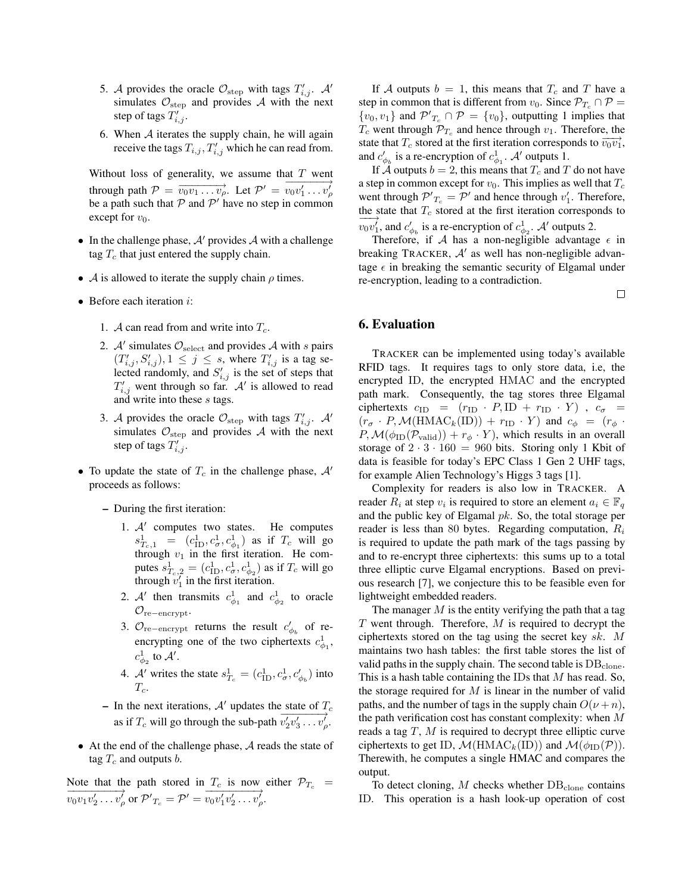5. $\mathcal{A}$ provides the oracle $\mathcal{O}_{\text{step}}$ with tags $T'_{i,j}$. $\mathcal{A}'$ simulates $\mathcal{O}_{\text{step}}$ and provides $\mathcal{A}$ with the next step of tags $T'_{i,j}$.
6. When $\mathcal{A}$ iterates the supply chain, he will again receive the tags $T_{i,j}, T'_{i,j}$ which he can read from.

Without loss of generality, we assume that $T$ went through path $\mathcal{P} = \overrightarrow{v_0 v_1 \dots v_\rho}$. Let $\mathcal{P}' = \overrightarrow{v_0 v'_1 \dots v'_\rho}$ be a path such that $\mathcal{P}$ and $\mathcal{P}'$ have no step in common except for $v_0$.

- In the challenge phase, $\mathcal{A}'$ provides $\mathcal{A}$ with a challenge tag $T_c$ that just entered the supply chain.
- $\mathcal{A}$ is allowed to iterate the supply chain $\rho$ times.
- Before each iteration $i$:
  1. $\mathcal{A}$ can read from and write into $T_c$.
  2. $\mathcal{A}'$ simulates $\mathcal{O}_{\text{select}}$ and provides $\mathcal{A}$ with $s$ pairs $(T'_{i,j}, S'_{i,j}), 1 \le j \le s$, where $T'_{i,j}$ is a tag selected randomly, and $S'_{i,j}$ is the set of steps that $T'_{i,j}$ went through so far. $\mathcal{A}'$ is allowed to read and write into these $s$ tags.
  3. $\mathcal{A}$ provides the oracle $\mathcal{O}_{\text{step}}$ with tags $T'_{i,j}$. $\mathcal{A}'$ simulates $\mathcal{O}_{\text{step}}$ and provides $\mathcal{A}$ with the next step of tags $T'_{i,j}$.
- To update the state of $T_c$ in the challenge phase, $\mathcal{A}'$ proceeds as follows:
  - During the first iteration:
    1. $\mathcal{A}'$ computes two states. He computes $s^1_{T_c,1} = (c^1_{\text{ID}}, c^1_\sigma, c^1_{\phi_1})$ as if $T_c$ will go through $v_1$ in the first iteration. He computes $s^1_{T_c,2} = (c^1_{\text{ID}}, c^1_\sigma, c^1_{\phi_2})$ as if $T_c$ will go through $v'_1$ in the first iteration.
    2. $\mathcal{A}'$ then transmits $c^1_{\phi_1}$ and $c^1_{\phi_2}$ to oracle $\mathcal{O}_{\text{re-encrypt}}$.
    3. $\mathcal{O}_{\text{re-encrypt}}$ returns the result $c'_{\phi_b}$ of re-encrypting one of the two ciphertexts $c^1_{\phi_1}$, $c^1_{\phi_2}$ to $\mathcal{A}'$.
    4. $\mathcal{A}'$ writes the state $s^1_{T_c} = (c^1_{\text{ID}}, c^1_\sigma, c'_{\phi_b})$ into $T_c$.
  - In the next iterations, $\mathcal{A}'$ updates the state of $T_c$ as if $T_c$ will go through the sub-path $\overrightarrow{v'_2 v'_3 \dots v'_\rho}$.
- At the end of the challenge phase, $\mathcal{A}$ reads the state of tag $T_c$ and outputs $b$.

Note that the path stored in $T_c$ is now either $\mathcal{P}_{T_c} = \overrightarrow{v_0 v_1 v'_2 \dots v'_\rho}$ or $\mathcal{P}'_{T_c} = \mathcal{P}' = \overrightarrow{v_0 v'_1 v'_2 \dots v'_\rho}$.

If $\mathcal{A}$ outputs $b = 1$, this means that $T_c$ and $T$ have a step in common that is different from $v_0$. Since $\mathcal{P}_{T_c} \cap \mathcal{P} = \{v_0, v_1\}$ and $\mathcal{P}'_{T_c} \cap \mathcal{P} = \{v_0\}$, outputting 1 implies that $T_c$ went through $\mathcal{P}_{T_c}$ and hence through $v_1$. Therefore, the state that $T_c$ stored at the first iteration corresponds to $\overrightarrow{v_0 v_1}$, and $c'_{\phi_b}$ is a re-encryption of $c^1_{\phi_1}$. $\mathcal{A}'$ outputs 1.

If $\mathcal{A}$ outputs $b = 2$, this means that $T_c$ and $T$ do not have a step in common except for $v_0$. This implies as well that $T_c$ went through $\mathcal{P}'_{T_c} = \mathcal{P}'$ and hence through $v'_1$. Therefore, the state that $T_c$ stored at the first iteration corresponds to $\overrightarrow{v_0 v'_1}$, and $c'_{\phi_b}$ is a re-encryption of $c^1_{\phi_2}$. $\mathcal{A}'$ outputs 2.

Therefore, if $\mathcal{A}$ has a non-negligible advantage $\epsilon$ in breaking TRACKER, $\mathcal{A}'$ as well has non-negligible advantage $\epsilon$ in breaking the semantic security of Elgamal under re-encryption, leading to a contradiction.

□

## 6. Evaluation

TRACKER can be implemented using today's available RFID tags. It requires tags to only store data, i.e, the encrypted ID, the encrypted HMAC and the encrypted path mark. Consequently, the tag stores three Elgamal ciphertexts $c_{\text{ID}} = (r_{\text{ID}} \cdot P, \text{ID} + r_{\text{ID}} \cdot Y)$ , $c_\sigma = (r_\sigma \cdot P, \mathcal{M}(\text{HMAC}_k(\text{ID})) + r_{\text{ID}} \cdot Y)$ and $c_\phi = (r_\phi \cdot P, \mathcal{M}(\phi_{\text{ID}}(\mathcal{P}_{\text{valid}})) + r_\phi \cdot Y)$, which results in an overall storage of $2 \cdot 3 \cdot 160 = 960$ bits. Storing only 1 Kbit of data is feasible for today's EPC Class 1 Gen 2 UHF tags, for example Alien Technology's Higgs 3 tags [1].

Complexity for readers is also low in TRACKER. A reader $R_i$ at step $v_i$ is required to store an element $a_i \in \mathbb{F}_q$ and the public key of Elgamal $pk$. So, the total storage per reader is less than 80 bytes. Regarding computation, $R_i$ is required to update the path mark of the tags passing by and to re-encrypt three ciphertexts: this sums up to a total three elliptic curve Elgamal encryptions. Based on previous research [7], we conjecture this to be feasible even for lightweight embedded readers.

The manager $M$ is the entity verifying the path that a tag $T$ went through. Therefore, $M$ is required to decrypt the ciphertexts stored on the tag using the secret key $sk$. $M$ maintains two hash tables: the first table stores the list of valid paths in the supply chain. The second table is $\text{DB}_{\text{clone}}$. This is a hash table containing the IDs that $M$ has read. So, the storage required for $M$ is linear in the number of valid paths, and the number of tags in the supply chain $O(\nu + n)$, the path verification cost has constant complexity: when $M$ reads a tag $T$, $M$ is required to decrypt three elliptic curve ciphertexts to get ID, $\mathcal{M}(\text{HMAC}_k(\text{ID}))$ and $\mathcal{M}(\phi_{\text{ID}}(\mathcal{P}))$. Therewith, he computes a single HMAC and compares the output.

To detect cloning, $M$ checks whether $\text{DB}_{\text{clone}}$ contains ID. This operation is a hash look-up operation of cost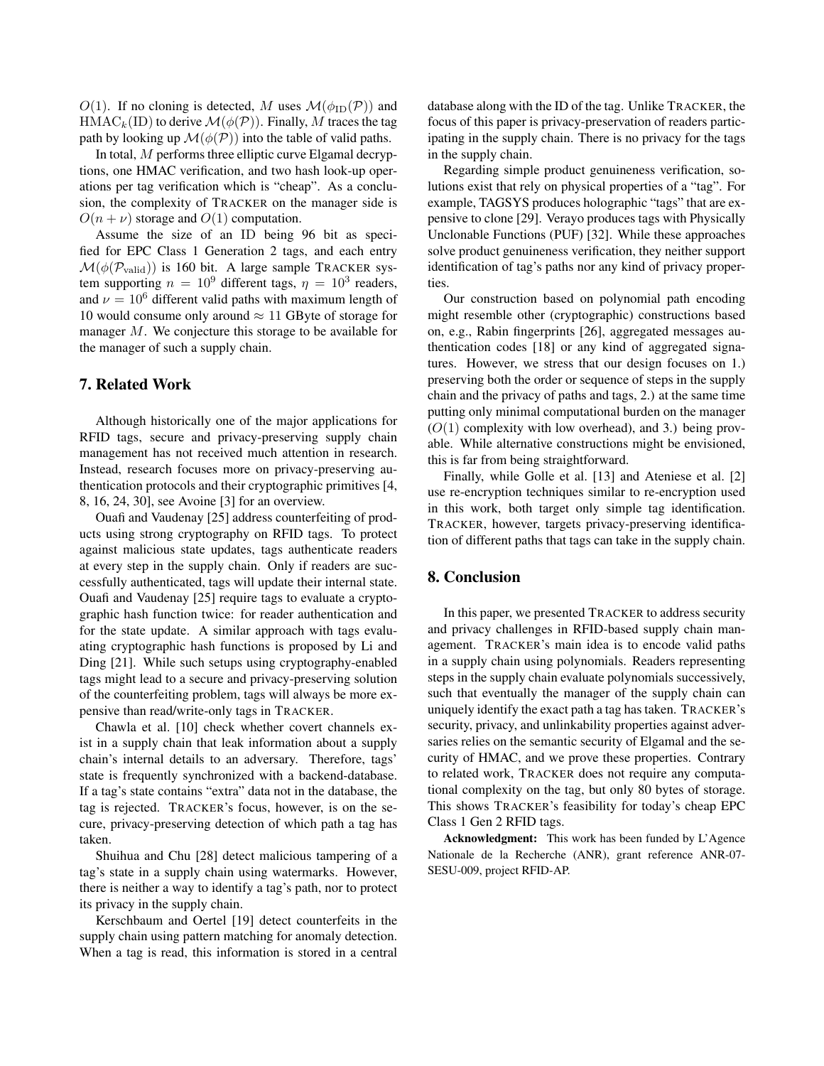$O(1)$. If no cloning is detected, $M$ uses $\mathcal{M}(\phi_{\text{ID}}(\mathcal{P}))$ and $\text{HMAC}_k(\text{ID})$ to derive $\mathcal{M}(\phi(\mathcal{P}))$. Finally, $M$ traces the tag path by looking up $\mathcal{M}(\phi(\mathcal{P}))$ into the table of valid paths.

In total, $M$ performs three elliptic curve Elgamal decryptions, one HMAC verification, and two hash look-up operations per tag verification which is "cheap". As a conclusion, the complexity of TRACKER on the manager side is $O(n + \nu)$ storage and $O(1)$ computation.

Assume the size of an ID being 96 bit as specified for EPC Class 1 Generation 2 tags, and each entry $\mathcal{M}(\phi(\mathcal{P}_{\text{valid}}))$ is 160 bit. A large sample TRACKER system supporting $n = 10^9$ different tags, $\eta = 10^3$ readers, and $\nu = 10^6$ different valid paths with maximum length of 10 would consume only around $\approx 11$ GByte of storage for manager $M$. We conjecture this storage to be available for the manager of such a supply chain.

## 7. Related Work

Although historically one of the major applications for RFID tags, secure and privacy-preserving supply chain management has not received much attention in research. Instead, research focuses more on privacy-preserving authentication protocols and their cryptographic primitives [4, 8, 16, 24, 30], see Avoine [3] for an overview.

Ouafi and Vaudenay [25] address counterfeiting of products using strong cryptography on RFID tags. To protect against malicious state updates, tags authenticate readers at every step in the supply chain. Only if readers are successfully authenticated, tags will update their internal state. Ouafi and Vaudenay [25] require tags to evaluate a cryptographic hash function twice: for reader authentication and for the state update. A similar approach with tags evaluating cryptographic hash functions is proposed by Li and Ding [21]. While such setups using cryptography-enabled tags might lead to a secure and privacy-preserving solution of the counterfeiting problem, tags will always be more expensive than read/write-only tags in TRACKER.

Chawla et al. [10] check whether covert channels exist in a supply chain that leak information about a supply chain's internal details to an adversary. Therefore, tags' state is frequently synchronized with a backend-database. If a tag's state contains "extra" data not in the database, the tag is rejected. TRACKER's focus, however, is on the secure, privacy-preserving detection of which path a tag has taken.

Shuihua and Chu [28] detect malicious tampering of a tag's state in a supply chain using watermarks. However, there is neither a way to identify a tag's path, nor to protect its privacy in the supply chain.

Kerschbaum and Oertel [19] detect counterfeits in the supply chain using pattern matching for anomaly detection. When a tag is read, this information is stored in a central database along with the ID of the tag. Unlike TRACKER, the focus of this paper is privacy-preservation of readers participating in the supply chain. There is no privacy for the tags in the supply chain.

Regarding simple product genuineness verification, solutions exist that rely on physical properties of a "tag". For example, TAGSYS produces holographic "tags" that are expensive to clone [29]. Verayo produces tags with Physically Unclonable Functions (PUF) [32]. While these approaches solve product genuineness verification, they neither support identification of tag's paths nor any kind of privacy properties.

Our construction based on polynomial path encoding might resemble other (cryptographic) constructions based on, e.g., Rabin fingerprints [26], aggregated messages authentication codes [18] or any kind of aggregated signatures. However, we stress that our design focuses on 1.) preserving both the order or sequence of steps in the supply chain and the privacy of paths and tags, 2.) at the same time putting only minimal computational burden on the manager ($O(1)$ complexity with low overhead), and 3.) being provable. While alternative constructions might be envisioned, this is far from being straightforward.

Finally, while Golle et al. [13] and Ateniese et al. [2] use re-encryption techniques similar to re-encryption used in this work, both target only simple tag identification. TRACKER, however, targets privacy-preserving identification of different paths that tags can take in the supply chain.

## 8. Conclusion

In this paper, we presented TRACKER to address security and privacy challenges in RFID-based supply chain management. TRACKER's main idea is to encode valid paths in a supply chain using polynomials. Readers representing steps in the supply chain evaluate polynomials successively, such that eventually the manager of the supply chain can uniquely identify the exact path a tag has taken. TRACKER's security, privacy, and unlinkability properties against adversaries relies on the semantic security of Elgamal and the security of HMAC, and we prove these properties. Contrary to related work, TRACKER does not require any computational complexity on the tag, but only 80 bytes of storage. This shows TRACKER's feasibility for today's cheap EPC Class 1 Gen 2 RFID tags.

**Acknowledgment:** This work has been funded by L'Agence Nationale de la Recherche (ANR), grant reference ANR-07-SESU-009, project RFID-AP.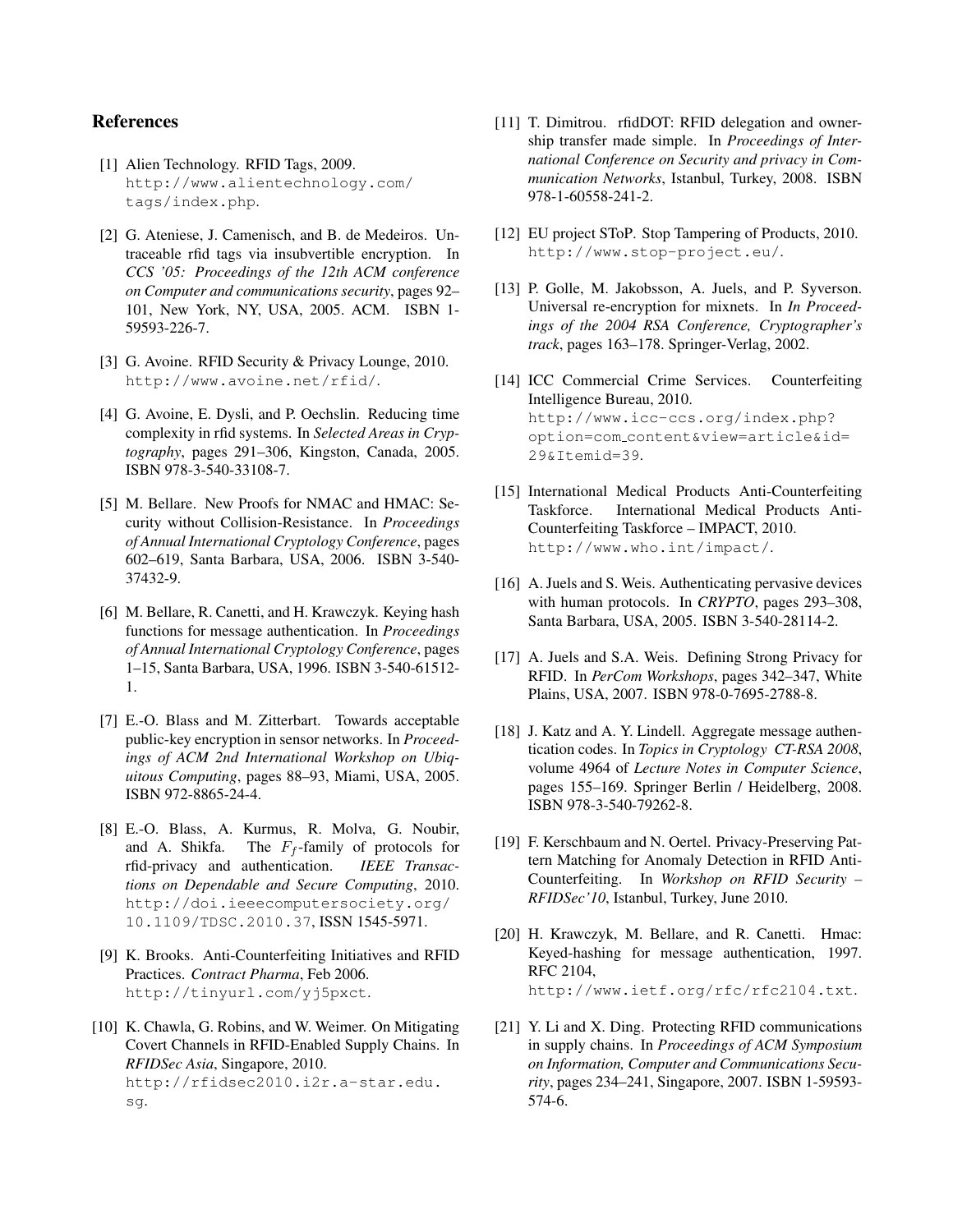## References

[1] Alien Technology. RFID Tags, 2009. http://www.alientechnology.com/tags/index.php.

[2] G. Ateniese, J. Camenisch, and B. de Medeiros. Untraceable rfid tags via insubvertible encryption. In *CCS '05: Proceedings of the 12th ACM conference on Computer and communications security*, pages 92–101, New York, NY, USA, 2005. ACM. ISBN 1-59593-226-7.

[3] G. Avoine. RFID Security & Privacy Lounge, 2010. http://www.avoine.net/rfid/.

[4] G. Avoine, E. Dysli, and P. Oechslin. Reducing time complexity in rfid systems. In *Selected Areas in Cryptography*, pages 291–306, Kingston, Canada, 2005. ISBN 978-3-540-33108-7.

[5] M. Bellare. New Proofs for NMAC and HMAC: Security without Collision-Resistance. In *Proceedings of Annual International Cryptology Conference*, pages 602–619, Santa Barbara, USA, 2006. ISBN 3-540-37432-9.

[6] M. Bellare, R. Canetti, and H. Krawczyk. Keying hash functions for message authentication. In *Proceedings of Annual International Cryptology Conference*, pages 1–15, Santa Barbara, USA, 1996. ISBN 3-540-61512-1.

[7] E.-O. Blass and M. Zitterbart. Towards acceptable public-key encryption in sensor networks. In *Proceedings of ACM 2nd International Workshop on Ubiquitous Computing*, pages 88–93, Miami, USA, 2005. ISBN 972-8865-24-4.

[8] E.-O. Blass, A. Kurmus, R. Molva, G. Noubir, and A. Shikfa. The $F_f$-family of protocols for rfid-privacy and authentication. *IEEE Transactions on Dependable and Secure Computing*, 2010. http://doi.ieeecomputersociety.org/10.1109/TDSC.2010.37, ISSN 1545-5971.

[9] K. Brooks. Anti-Counterfeiting Initiatives and RFID Practices. *Contract Pharma*, Feb 2006. http://tinyurl.com/yj5pxct.

[10] K. Chawla, G. Robins, and W. Weimer. On Mitigating Covert Channels in RFID-Enabled Supply Chains. In *RFIDSec Asia*, Singapore, 2010. http://rfidsec2010.i2r.a-star.edu.sg.

[11] T. Dimitrou. rfidDOT: RFID delegation and ownership transfer made simple. In *Proceedings of International Conference on Security and privacy in Communication Networks*, Istanbul, Turkey, 2008. ISBN 978-1-60558-241-2.

[12] EU project SToP. Stop Tampering of Products, 2010. http://www.stop-project.eu/.

[13] P. Golle, M. Jakobsson, A. Juels, and P. Syverson. Universal re-encryption for mixnets. In *In Proceedings of the 2004 RSA Conference, Cryptographer's track*, pages 163–178. Springer-Verlag, 2002.

[14] ICC Commercial Crime Services. Counterfeiting Intelligence Bureau, 2010. http://www.icc-ccs.org/index.php?option=com_content&view=article&id=29&Itemid=39.

[15] International Medical Products Anti-Counterfeiting Taskforce. International Medical Products Anti-Counterfeiting Taskforce – IMPACT, 2010. http://www.who.int/impact/.

[16] A. Juels and S. Weis. Authenticating pervasive devices with human protocols. In *CRYPTO*, pages 293–308, Santa Barbara, USA, 2005. ISBN 3-540-28114-2.

[17] A. Juels and S.A. Weis. Defining Strong Privacy for RFID. In *PerCom Workshops*, pages 342–347, White Plains, USA, 2007. ISBN 978-0-7695-2788-8.

[18] J. Katz and A. Y. Lindell. Aggregate message authentication codes. In *Topics in Cryptology CT-RSA 2008*, volume 4964 of *Lecture Notes in Computer Science*, pages 155–169. Springer Berlin / Heidelberg, 2008. ISBN 978-3-540-79262-8.

[19] F. Kerschbaum and N. Oertel. Privacy-Preserving Pattern Matching for Anomaly Detection in RFID Anti-Counterfeiting. In *Workshop on RFID Security – RFIDSec'10*, Istanbul, Turkey, June 2010.

[20] H. Krawczyk, M. Bellare, and R. Canetti. Hmac: Keyed-hashing for message authentication, 1997. RFC 2104, http://www.ietf.org/rfc/rfc2104.txt.

[21] Y. Li and X. Ding. Protecting RFID communications in supply chains. In *Proceedings of ACM Symposium on Information, Computer and Communications Security*, pages 234–241, Singapore, 2007. ISBN 1-59593-574-6.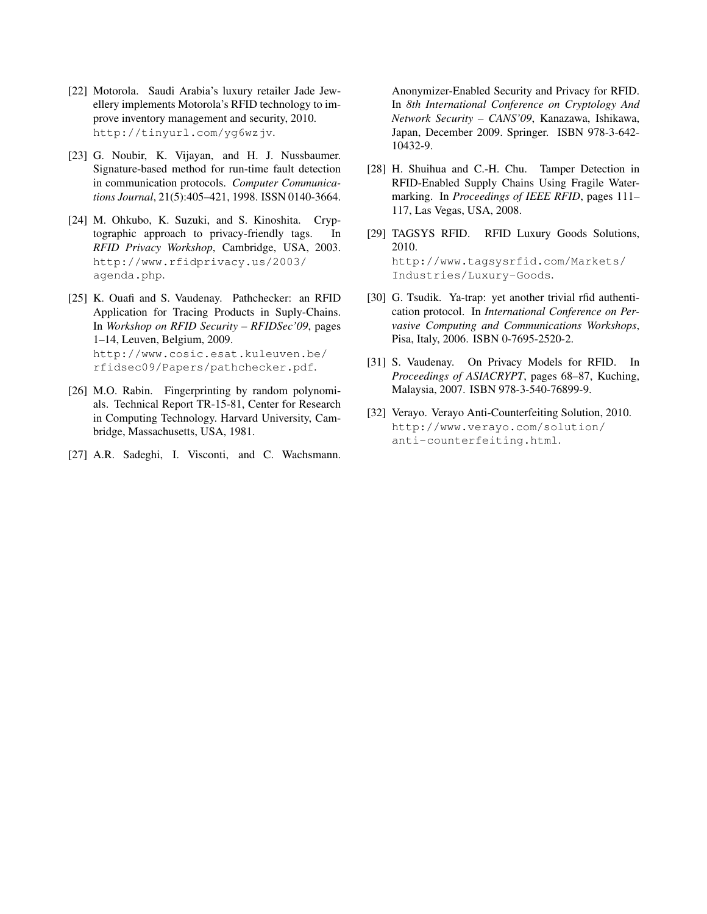[22] Motorola. Saudi Arabia's luxury retailer Jade Jewellery implements Motorola's RFID technology to improve inventory management and security, 2010. `http://tinyurl.com/yg6wzjv`.

[23] G. Noubir, K. Vijayan, and H. J. Nussbaumer. Signature-based method for run-time fault detection in communication protocols. *Computer Communications Journal*, 21(5):405–421, 1998. ISSN 0140-3664.

[24] M. Ohkubo, K. Suzuki, and S. Kinoshita. Cryptographic approach to privacy-friendly tags. In *RFID Privacy Workshop*, Cambridge, USA, 2003. `http://www.rfidprivacy.us/2003/agenda.php`.

[25] K. Ouafi and S. Vaudenay. Pathchecker: an RFID Application for Tracing Products in Suply-Chains. In *Workshop on RFID Security – RFIDSec'09*, pages 1–14, Leuven, Belgium, 2009. `http://www.cosic.esat.kuleuven.be/rfidsec09/Papers/pathchecker.pdf`.

[26] M.O. Rabin. Fingerprinting by random polynomials. Technical Report TR-15-81, Center for Research in Computing Technology. Harvard University, Cambridge, Massachusetts, USA, 1981.

[27] A.R. Sadeghi, I. Visconti, and C. Wachsmann. Anonymizer-Enabled Security and Privacy for RFID. In *8th International Conference on Cryptology And Network Security – CANS'09*, Kanazawa, Ishikawa, Japan, December 2009. Springer. ISBN 978-3-642-10432-9.

[28] H. Shuihua and C.-H. Chu. Tamper Detection in RFID-Enabled Supply Chains Using Fragile Watermarking. In *Proceedings of IEEE RFID*, pages 111–117, Las Vegas, USA, 2008.

[29] TAGSYS RFID. RFID Luxury Goods Solutions, 2010. `http://www.tagsysrfid.com/Markets/Industries/Luxury-Goods`.

[30] G. Tsudik. Ya-trap: yet another trivial rfid authentication protocol. In *International Conference on Pervasive Computing and Communications Workshops*, Pisa, Italy, 2006. ISBN 0-7695-2520-2.

[31] S. Vaudenay. On Privacy Models for RFID. In *Proceedings of ASIACRYPT*, pages 68–87, Kuching, Malaysia, 2007. ISBN 978-3-540-76899-9.

[32] Verayo. Verayo Anti-Counterfeiting Solution, 2010. `http://www.verayo.com/solution/anti-counterfeiting.html`.